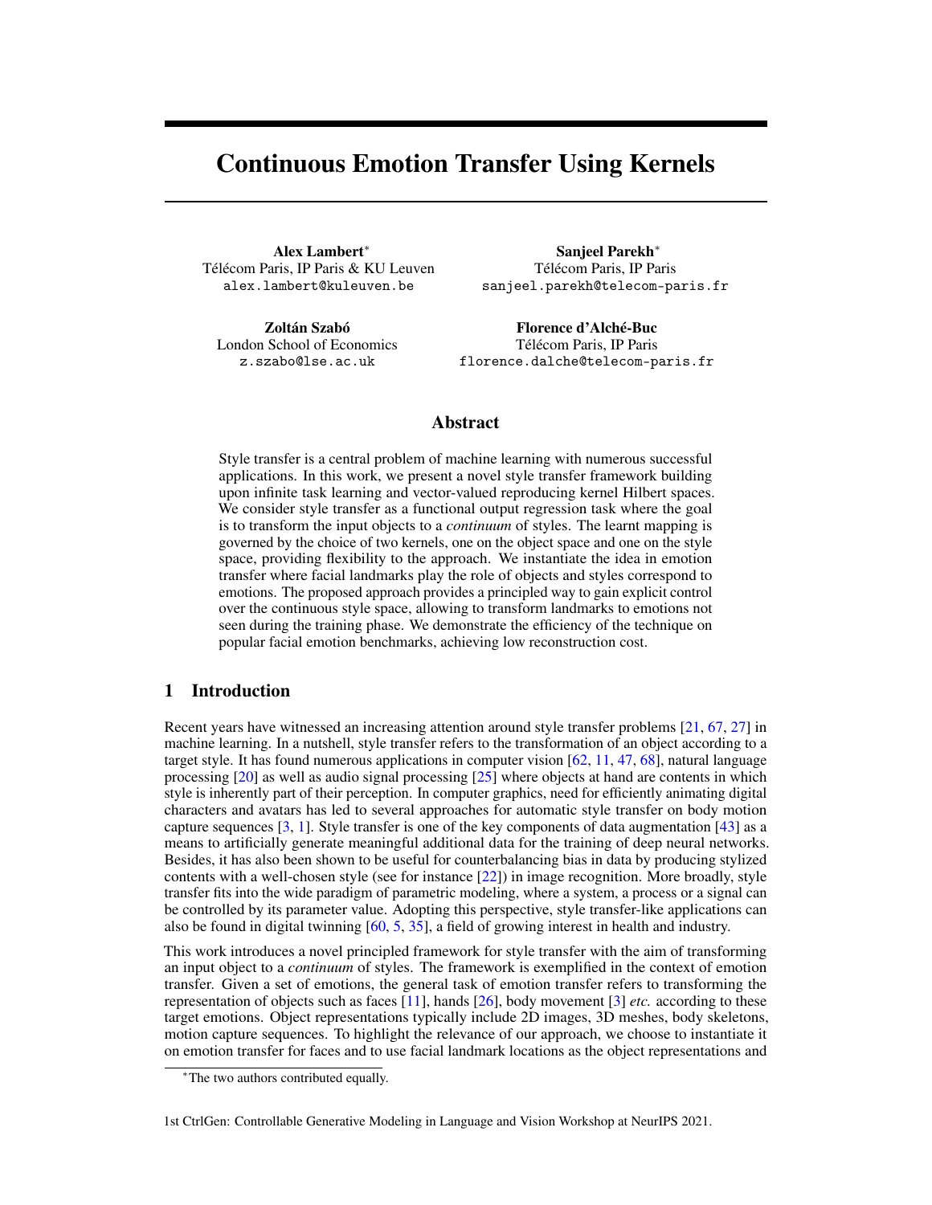# Continuous Emotion Transfer Using Kernels

**Alex Lambert***
Télécom Paris, IP Paris & KU Leuven
alex.lambert@kuleuven.be

**Sanjeel Parekh***
Télécom Paris, IP Paris
sanjeel.parekh@telecom-paris.fr

**Zoltán Szabó**
London School of Economics
z.szabo@lse.ac.uk

**Florence d'Alché-Buc**
Télécom Paris, IP Paris
florence.dalche@telecom-paris.fr

## Abstract

Style transfer is a central problem of machine learning with numerous successful applications. In this work, we present a novel style transfer framework building upon infinite task learning and vector-valued reproducing kernel Hilbert spaces. We consider style transfer as a functional output regression task where the goal is to transform the input objects to a *continuum* of styles. The learnt mapping is governed by the choice of two kernels, one on the object space and one on the style space, providing flexibility to the approach. We instantiate the idea in emotion transfer where facial landmarks play the role of objects and styles correspond to emotions. The proposed approach provides a principled way to gain explicit control over the continuous style space, allowing to transform landmarks to emotions not seen during the training phase. We demonstrate the efficiency of the technique on popular facial emotion benchmarks, achieving low reconstruction cost.

## 1 Introduction

Recent years have witnessed an increasing attention around style transfer problems [21, 67, 27] in machine learning. In a nutshell, style transfer refers to the transformation of an object according to a target style. It has found numerous applications in computer vision [62, 11, 47, 68], natural language processing [20] as well as audio signal processing [25] where objects at hand are contents in which style is inherently part of their perception. In computer graphics, need for efficiently animating digital characters and avatars has led to several approaches for automatic style transfer on body motion capture sequences [3, 1]. Style transfer is one of the key components of data augmentation [43] as a means to artificially generate meaningful additional data for the training of deep neural networks. Besides, it has also been shown to be useful for counterbalancing bias in data by producing stylized contents with a well-chosen style (see for instance [22]) in image recognition. More broadly, style transfer fits into the wide paradigm of parametric modeling, where a system, a process or a signal can be controlled by its parameter value. Adopting this perspective, style transfer-like applications can also be found in digital twinning [60, 5, 35], a field of growing interest in health and industry.

This work introduces a novel principled framework for style transfer with the aim of transforming an input object to a *continuum* of styles. The framework is exemplified in the context of emotion transfer. Given a set of emotions, the general task of emotion transfer refers to transforming the representation of objects such as faces [11], hands [26], body movement [3] *etc.* according to these target emotions. Object representations typically include 2D images, 3D meshes, body skeletons, motion capture sequences. To highlight the relevance of our approach, we choose to instantiate it on emotion transfer for faces and to use facial landmark locations as the object representations and

*The two authors contributed equally.

1st CtrlGen: Controllable Generative Modeling in Language and Vision Workshop at NeurIPS 2021.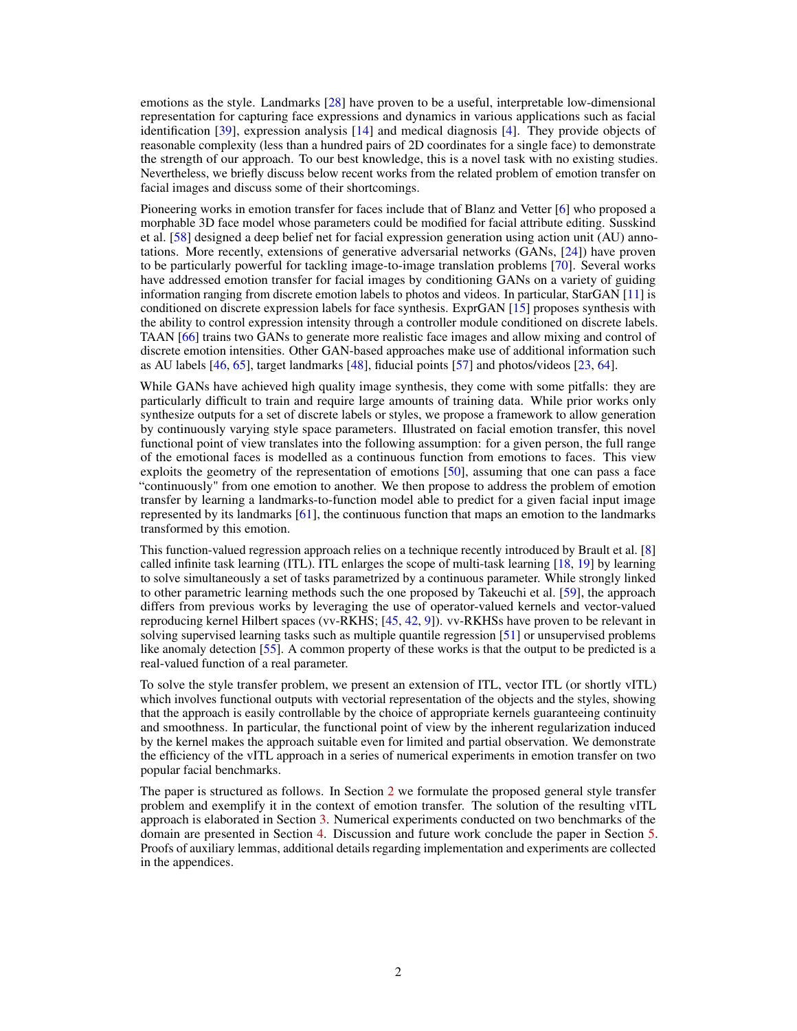emotions as the style. Landmarks [28] have proven to be a useful, interpretable low-dimensional representation for capturing face expressions and dynamics in various applications such as facial identification [39], expression analysis [14] and medical diagnosis [4]. They provide objects of reasonable complexity (less than a hundred pairs of 2D coordinates for a single face) to demonstrate the strength of our approach. To our best knowledge, this is a novel task with no existing studies. Nevertheless, we briefly discuss below recent works from the related problem of emotion transfer on facial images and discuss some of their shortcomings.

Pioneering works in emotion transfer for faces include that of Blanz and Vetter [6] who proposed a morphable 3D face model whose parameters could be modified for facial attribute editing. Susskind et al. [58] designed a deep belief net for facial expression generation using action unit (AU) annotations. More recently, extensions of generative adversarial networks (GANs, [24]) have proven to be particularly powerful for tackling image-to-image translation problems [70]. Several works have addressed emotion transfer for facial images by conditioning GANs on a variety of guiding information ranging from discrete emotion labels to photos and videos. In particular, StarGAN [11] is conditioned on discrete expression labels for face synthesis. ExprGAN [15] proposes synthesis with the ability to control expression intensity through a controller module conditioned on discrete labels. TAAN [66] trains two GANs to generate more realistic face images and allow mixing and control of discrete emotion intensities. Other GAN-based approaches make use of additional information such as AU labels [46, 65], target landmarks [48], fiducial points [57] and photos/videos [23, 64].

While GANs have achieved high quality image synthesis, they come with some pitfalls: they are particularly difficult to train and require large amounts of training data. While prior works only synthesize outputs for a set of discrete labels or styles, we propose a framework to allow generation by continuously varying style space parameters. Illustrated on facial emotion transfer, this novel functional point of view translates into the following assumption: for a given person, the full range of the emotional faces is modelled as a continuous function from emotions to faces. This view exploits the geometry of the representation of emotions [50], assuming that one can pass a face "continuously" from one emotion to another. We then propose to address the problem of emotion transfer by learning a landmarks-to-function model able to predict for a given facial input image represented by its landmarks [61], the continuous function that maps an emotion to the landmarks transformed by this emotion.

This function-valued regression approach relies on a technique recently introduced by Brault et al. [8] called infinite task learning (ITL). ITL enlarges the scope of multi-task learning [18, 19] by learning to solve simultaneously a set of tasks parametrized by a continuous parameter. While strongly linked to other parametric learning methods such the one proposed by Takeuchi et al. [59], the approach differs from previous works by leveraging the use of operator-valued kernels and vector-valued reproducing kernel Hilbert spaces (vv-RKHS; [45, 42, 9]). vv-RKHSs have proven to be relevant in solving supervised learning tasks such as multiple quantile regression [51] or unsupervised problems like anomaly detection [55]. A common property of these works is that the output to be predicted is a real-valued function of a real parameter.

To solve the style transfer problem, we present an extension of ITL, vector ITL (or shortly vITL) which involves functional outputs with vectorial representation of the objects and the styles, showing that the approach is easily controllable by the choice of appropriate kernels guaranteeing continuity and smoothness. In particular, the functional point of view by the inherent regularization induced by the kernel makes the approach suitable even for limited and partial observation. We demonstrate the efficiency of the vITL approach in a series of numerical experiments in emotion transfer on two popular facial benchmarks.

The paper is structured as follows. In Section 2 we formulate the proposed general style transfer problem and exemplify it in the context of emotion transfer. The solution of the resulting vITL approach is elaborated in Section 3. Numerical experiments conducted on two benchmarks of the domain are presented in Section 4. Discussion and future work conclude the paper in Section 5. Proofs of auxiliary lemmas, additional details regarding implementation and experiments are collected in the appendices.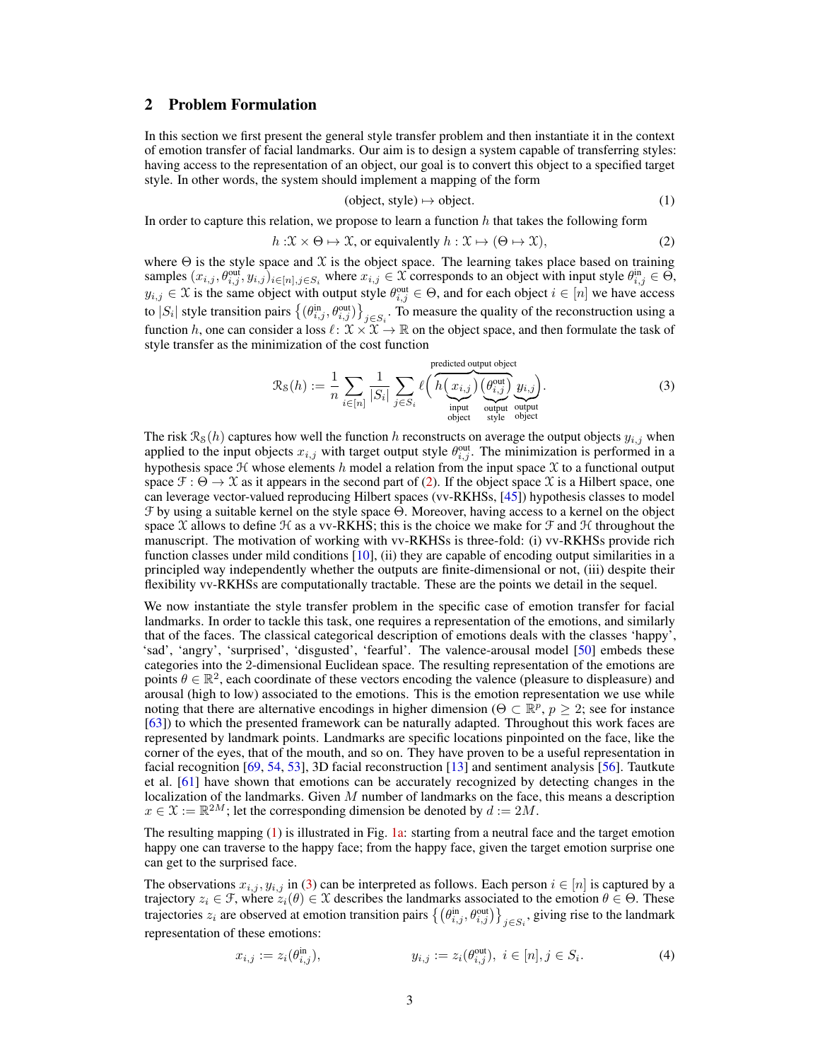## 2 Problem Formulation

In this section we first present the general style transfer problem and then instantiate it in the context of emotion transfer of facial landmarks. Our aim is to design a system capable of transferring styles: having access to the representation of an object, our goal is to convert this object to a specified target style. In other words, the system should implement a mapping of the form

$$(\text{object}, \text{style}) \mapsto \text{object}. \tag{1}$$

In order to capture this relation, we propose to learn a function $h$ that takes the following form

$$h : \mathcal{X} \times \Theta \mapsto \mathcal{X}, \text{ or equivalently } h : \mathcal{X} \mapsto (\Theta \mapsto \mathcal{X}), \tag{2}$$

where $\Theta$ is the style space and $\mathcal{X}$ is the object space. The training takes place based on training samples $(x_{i,j}, \theta^{\text{out}}_{i,j}, y_{i,j})_{i \in [n], j \in S_i}$ where $x_{i,j} \in \mathcal{X}$ corresponds to an object with input style $\theta^{\text{in}}_{i,j} \in \Theta$, $y_{i,j} \in \mathcal{X}$ is the same object with output style $\theta^{\text{out}}_{i,j} \in \Theta$, and for each object $i \in [n]$ we have access to $|S_i|$ style transition pairs $\left\{(\theta^{\text{in}}_{i,j}, \theta^{\text{out}}_{i,j})\right\}_{j \in S_i}$. To measure the quality of the reconstruction using a function $h$, one can consider a loss $\ell \colon \mathcal{X} \times \mathcal{X} \to \mathbb{R}$ on the object space, and then formulate the task of style transfer as the minimization of the cost function

$$\mathcal{R}_S(h) := \frac{1}{n} \sum_{i \in [n]} \frac{1}{|S_i|} \sum_{j \in S_i} \ell\Big(\overbrace{h\big(\underbrace{x_{i,j}}_{\substack{\text{input}\\\text{object}}}\big)\big(\underbrace{\theta^{\text{out}}_{i,j}}_{\substack{\text{output}\\\text{style}}}\big)}^{\text{predicted output object}}, \underbrace{y_{i,j}}_{\substack{\text{output}\\\text{object}}}\Big). \tag{3}$$

The risk $\mathcal{R}_S(h)$ captures how well the function $h$ reconstructs on average the output objects $y_{i,j}$ when applied to the input objects $x_{i,j}$ with target output style $\theta^{\text{out}}_{i,j}$. The minimization is performed in a hypothesis space $\mathcal{H}$ whose elements $h$ model a relation from the input space $\mathcal{X}$ to a functional output space $\mathcal{F} : \Theta \to \mathcal{X}$ as it appears in the second part of (2). If the object space $\mathcal{X}$ is a Hilbert space, one can leverage vector-valued reproducing Hilbert spaces (vv-RKHSs, [45]) hypothesis classes to model $\mathcal{F}$ by using a suitable kernel on the style space $\Theta$. Moreover, having access to a kernel on the object space $\mathcal{X}$ allows to define $\mathcal{H}$ as a vv-RKHS; this is the choice we make for $\mathcal{F}$ and $\mathcal{H}$ throughout the manuscript. The motivation of working with vv-RKHSs is three-fold: (i) vv-RKHSs provide rich function classes under mild conditions [10], (ii) they are capable of encoding output similarities in a principled way independently whether the outputs are finite-dimensional or not, (iii) despite their flexibility vv-RKHSs are computationally tractable. These are the points we detail in the sequel.

We now instantiate the style transfer problem in the specific case of emotion transfer for facial landmarks. In order to tackle this task, one requires a representation of the emotions, and similarly that of the faces. The classical categorical description of emotions deals with the classes 'happy', 'sad', 'angry', 'surprised', 'disgusted', 'fearful'. The valence-arousal model [50] embeds these categories into the 2-dimensional Euclidean space. The resulting representation of the emotions are points $\theta \in \mathbb{R}^2$, each coordinate of these vectors encoding the valence (pleasure to displeasure) and arousal (high to low) associated to the emotions. This is the emotion representation we use while noting that there are alternative encodings in higher dimension ($\Theta \subset \mathbb{R}^p$, $p \geq 2$; see for instance [63]) to which the presented framework can be naturally adapted. Throughout this work faces are represented by landmark points. Landmarks are specific locations pinpointed on the face, like the corner of the eyes, that of the mouth, and so on. They have proven to be a useful representation in facial recognition [69, 54, 53], 3D facial reconstruction [13] and sentiment analysis [56]. Tautkute et al. [61] have shown that emotions can be accurately recognized by detecting changes in the localization of the landmarks. Given $M$ number of landmarks on the face, this means a description $x \in \mathcal{X} := \mathbb{R}^{2M}$; let the corresponding dimension be denoted by $d := 2M$.

The resulting mapping (1) is illustrated in Fig. 1a: starting from a neutral face and the target emotion happy one can traverse to the happy face; from the happy face, given the target emotion surprise one can get to the surprised face.

The observations $x_{i,j}, y_{i,j}$ in (3) can be interpreted as follows. Each person $i \in [n]$ is captured by a trajectory $z_i \in \mathcal{F}$, where $z_i(\theta) \in \mathcal{X}$ describes the landmarks associated to the emotion $\theta \in \Theta$. These trajectories $z_i$ are observed at emotion transition pairs $\left\{\left(\theta^{\text{in}}_{i,j}, \theta^{\text{out}}_{i,j}\right)\right\}_{j \in S_i}$, giving rise to the landmark representation of these emotions:

$$x_{i,j} := z_i(\theta^{\text{in}}_{i,j}), \qquad\qquad y_{i,j} := z_i(\theta^{\text{out}}_{i,j}),\ i \in [n], j \in S_i. \tag{4}$$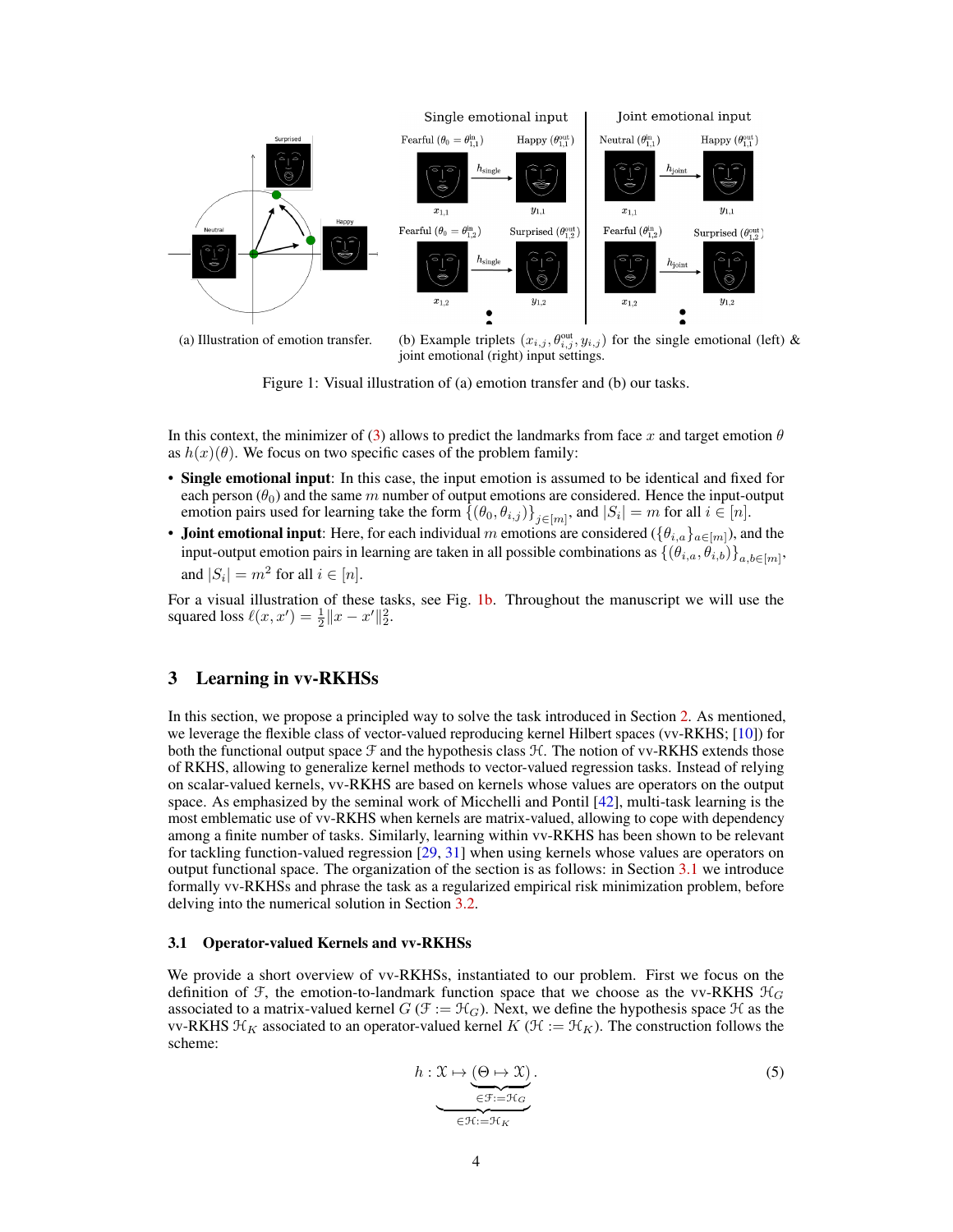(a) Illustration of emotion transfer.

(b) Example triplets $(x_{i,j}, \theta^{\text{out}}_{i,j}, y_{i,j})$ for the single emotional (left) & joint emotional (right) input settings.

Figure 1: Visual illustration of (a) emotion transfer and (b) our tasks.

In this context, the minimizer of (3) allows to predict the landmarks from face $x$ and target emotion $\theta$ as $h(x)(\theta)$. We focus on two specific cases of the problem family:

- **Single emotional input**: In this case, the input emotion is assumed to be identical and fixed for each person ($\theta_0$) and the same $m$ number of output emotions are considered. Hence the input-output emotion pairs used for learning take the form $\{(\theta_0, \theta_{i,j})\}_{j\in[m]}$, and $|S_i| = m$ for all $i \in [n]$.
- **Joint emotional input**: Here, for each individual $m$ emotions are considered ($\{\theta_{i,a}\}_{a\in[m]}$), and the input-output emotion pairs in learning are taken in all possible combinations as $\{(\theta_{i,a}, \theta_{i,b})\}_{a,b\in[m]}$, and $|S_i| = m^2$ for all $i \in [n]$.

For a visual illustration of these tasks, see Fig. 1b. Throughout the manuscript we will use the squared loss $\ell(x, x') = \frac{1}{2}\|x - x'\|_2^2$.

## 3 Learning in vv-RKHSs

In this section, we propose a principled way to solve the task introduced in Section 2. As mentioned, we leverage the flexible class of vector-valued reproducing kernel Hilbert spaces (vv-RKHS; [10]) for both the functional output space $\mathcal{F}$ and the hypothesis class $\mathcal{H}$. The notion of vv-RKHS extends those of RKHS, allowing to generalize kernel methods to vector-valued regression tasks. Instead of relying on scalar-valued kernels, vv-RKHS are based on kernels whose values are operators on the output space. As emphasized by the seminal work of Micchelli and Pontil [42], multi-task learning is the most emblematic use of vv-RKHS when kernels are matrix-valued, allowing to cope with dependency among a finite number of tasks. Similarly, learning within vv-RKHS has been shown to be relevant for tackling function-valued regression [29, 31] when using kernels whose values are operators on output functional space. The organization of the section is as follows: in Section 3.1 we introduce formally vv-RKHSs and phrase the task as a regularized empirical risk minimization problem, before delving into the numerical solution in Section 3.2.

### 3.1 Operator-valued Kernels and vv-RKHSs

We provide a short overview of vv-RKHSs, instantiated to our problem. First we focus on the definition of $\mathcal{F}$, the emotion-to-landmark function space that we choose as the vv-RKHS $\mathcal{H}_G$ associated to a matrix-valued kernel $G$ ($\mathcal{F} := \mathcal{H}_G$). Next, we define the hypothesis space $\mathcal{H}$ as the vv-RKHS $\mathcal{H}_K$ associated to an operator-valued kernel $K$ ($\mathcal{H} := \mathcal{H}_K$). The construction follows the scheme:

$$h : \underbrace{\mathcal{X} \mapsto \underbrace{(\Theta \mapsto \mathcal{X})}_{\in \mathcal{F} := \mathcal{H}_G}}_{\in \mathcal{H} := \mathcal{H}_K}. \tag{5}$$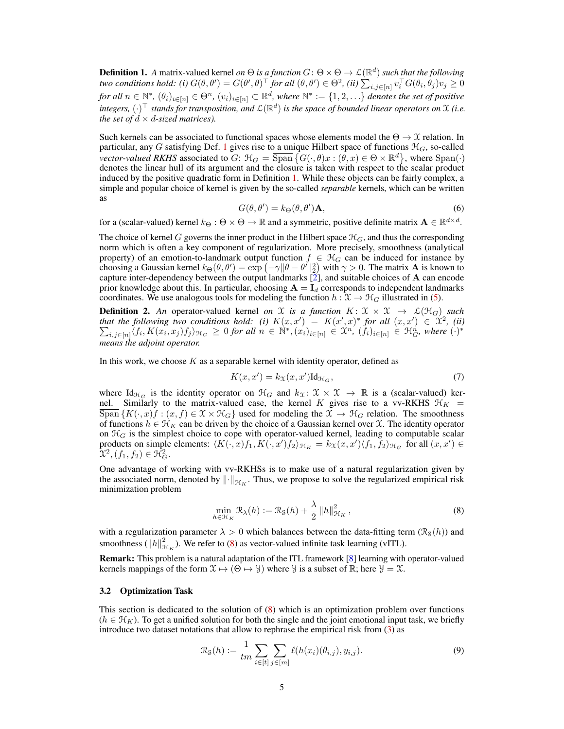**Definition 1.** *A* matrix-valued kernel *on $\Theta$ is a function $G\colon \Theta \times \Theta \to \mathcal{L}(\mathbb{R}^d)$ such that the following two conditions hold: (i) $G(\theta, \theta') = G(\theta', \theta)^\top$ for all $(\theta, \theta') \in \Theta^2$, (ii) $\sum_{i,j \in [n]} v_i^\top G(\theta_i, \theta_j) v_j \geq 0$ for all $n \in \mathbb{N}^*$, $(\theta_i)_{i\in[n]} \in \Theta^n$, $(v_i)_{i \in [n]} \subset \mathbb{R}^d$, where $\mathbb{N}^* := \{1, 2, \ldots\}$ denotes the set of positive integers, $(\cdot)^\top$ stands for transposition, and $\mathcal{L}(\mathbb{R}^d)$ is the space of bounded linear operators on $\mathcal{X}$ (i.e. the set of $d \times d$-sized matrices).*

Such kernels can be associated to functional spaces whose elements model the $\Theta \to \mathcal{X}$ relation. In particular, any $G$ satisfying Def. 1 gives rise to a unique Hilbert space of functions $\mathcal{H}_G$, so-called *vector-valued RKHS* associated to $G$: $\mathcal{H}_G = \overline{\operatorname{Span}}\left\{G(\cdot, \theta)x : (\theta, x) \in \Theta \times \mathbb{R}^d\right\}$, where $\operatorname{Span}(\cdot)$ denotes the linear hull of its argument and the closure is taken with respect to the scalar product induced by the positive quadratic form in Definition 1. While these objects can be fairly complex, a simple and popular choice of kernel is given by the so-called *separable* kernels, which can be written as

$$G(\theta, \theta') = k_\Theta(\theta, \theta')\mathbf{A}, \tag{6}$$

for a (scalar-valued) kernel $k_\Theta : \Theta \times \Theta \to \mathbb{R}$ and a symmetric, positive definite matrix $\mathbf{A} \in \mathbb{R}^{d \times d}$.

The choice of kernel $G$ governs the inner product in the Hilbert space $\mathcal{H}_G$, and thus the corresponding norm which is often a key component of regularization. More precisely, smoothness (analytical property) of an emotion-to-landmark output function $f \in \mathcal{H}_G$ can be induced for instance by choosing a Gaussian kernel $k_\Theta(\theta, \theta') = \exp\left(-\gamma \|\theta - \theta'\|_2^2\right)$ with $\gamma > 0$. The matrix $\mathbf{A}$ is known to capture inter-dependency between the output landmarks [2], and suitable choices of $\mathbf{A}$ can encode prior knowledge about this. In particular, choosing $\mathbf{A} = \mathbf{I}_d$ corresponds to independent landmarks coordinates. We use analogous tools for modeling the function $h : \mathcal{X} \to \mathcal{H}_G$ illustrated in (5).

**Definition 2.** *An* operator-valued kernel *on $\mathcal{X}$ is a function $K\colon \mathcal{X} \times \mathcal{X} \to \mathcal{L}(\mathcal{H}_G)$ such that the following two conditions hold: (i) $K(x, x') = K(x', x)^*$ for all $(x, x') \in \mathcal{X}^2$, (ii) $\sum_{i,j \in [n]} \langle f_i, K(x_i, x_j) f_j \rangle_{\mathcal{H}_G} \geq 0$ for all $n \in \mathbb{N}^*$, $(x_i)_{i \in [n]} \in \mathcal{X}^n$, $(f_i)_{i \in [n]} \in \mathcal{H}_G^n$, where $(\cdot)^*$ means the adjoint operator.*

In this work, we choose $K$ as a separable kernel with identity operator, defined as

$$K(x, x') = k_\mathcal{X}(x, x')\mathrm{Id}_{\mathcal{H}_G}, \tag{7}$$

where $\mathrm{Id}_{\mathcal{H}_G}$ is the identity operator on $\mathcal{H}_G$ and $k_\mathcal{X}\colon \mathcal{X} \times \mathcal{X} \to \mathbb{R}$ is a (scalar-valued) kernel. Similarly to the matrix-valued case, the kernel $K$ gives rise to a vv-RKHS $\mathcal{H}_K = \overline{\operatorname{Span}}\left\{K(\cdot, x)f : (x, f) \in \mathcal{X} \times \mathcal{H}_G\right\}$ used for modeling the $\mathcal{X} \to \mathcal{H}_G$ relation. The smoothness of functions $h \in \mathcal{H}_K$ can be driven by the choice of a Gaussian kernel over $\mathcal{X}$. The identity operator on $\mathcal{H}_G$ is the simplest choice to cope with operator-valued kernel, leading to computable scalar products on simple elements: $\langle K(\cdot, x) f_1, K(\cdot, x') f_2 \rangle_{\mathcal{H}_K} = k_\mathcal{X}(x, x') \langle f_1, f_2 \rangle_{\mathcal{H}_G}$ for all $(x, x') \in \mathcal{X}^2, (f_1, f_2) \in \mathcal{H}_G^2$.

One advantage of working with vv-RKHSs is to make use of a natural regularization given by the associated norm, denoted by $\|\cdot\|_{\mathcal{H}_K}$. Thus, we propose to solve the regularized empirical risk minimization problem

$$\min_{h \in \mathcal{H}_K} \mathcal{R}_\lambda(h) := \mathcal{R}_\mathcal{S}(h) + \frac{\lambda}{2} \|h\|_{\mathcal{H}_K}^2, \tag{8}$$

with a regularization parameter $\lambda > 0$ which balances between the data-fitting term ($\mathcal{R}_\mathcal{S}(h)$) and smoothness ($\|h\|_{\mathcal{H}_K}^2$). We refer to (8) as vector-valued infinite task learning (vITL).

**Remark:** This problem is a natural adaptation of the ITL framework [8] learning with operator-valued kernels mappings of the form $\mathcal{X} \mapsto (\Theta \mapsto \mathcal{Y})$ where $\mathcal{Y}$ is a subset of $\mathbb{R}$; here $\mathcal{Y} = \mathcal{X}$.

### 3.2 Optimization Task

This section is dedicated to the solution of (8) which is an optimization problem over functions ($h \in \mathcal{H}_K$). To get a unified solution for both the single and the joint emotional input task, we briefly introduce two dataset notations that allow to rephrase the empirical risk from (3) as

$$\mathcal{R}_\mathcal{S}(h) := \frac{1}{tm} \sum_{i \in [t]} \sum_{j \in [m]} \ell(h(x_i)(\theta_{i,j}), y_{i,j}). \tag{9}$$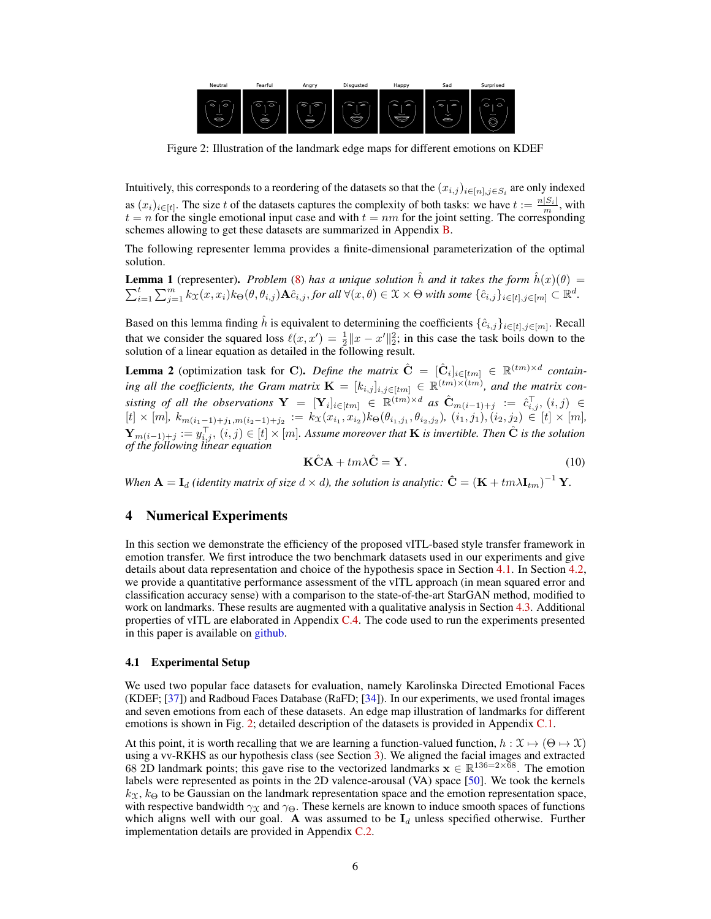Figure 2: Illustration of the landmark edge maps for different emotions on KDEF

Intuitively, this corresponds to a reordering of the datasets so that the $(x_{i,j})_{i\in[n],j\in S_i}$ are only indexed as $(x_i)_{i\in[t]}$. The size $t$ of the datasets captures the complexity of both tasks: we have $t := \frac{n|S_i|}{m}$, with $t = n$ for the single emotional input case and with $t = nm$ for the joint setting. The corresponding schemes allowing to get these datasets are summarized in Appendix B.

The following representer lemma provides a finite-dimensional parameterization of the optimal solution.

**Lemma 1** (representer). *Problem (8) has a unique solution $\hat{h}$ and it takes the form $\hat{h}(x)(\theta) = \sum_{i=1}^{t}\sum_{j=1}^{m} k_{\mathcal{X}}(x, x_i)k_{\Theta}(\theta, \theta_{i,j})\mathbf{A}\hat{c}_{i,j}$, for all $\forall(x,\theta) \in \mathcal{X}\times\Theta$ with some $\{\hat{c}_{i,j}\}_{i\in[t],j\in[m]} \subset \mathbb{R}^d$.*

Based on this lemma finding $\hat{h}$ is equivalent to determining the coefficients $\{\hat{c}_{i,j}\}_{i\in[t],j\in[m]}$. Recall that we consider the squared loss $\ell(x, x') = \frac{1}{2}\|x - x'\|_2^2$; in this case the task boils down to the solution of a linear equation as detailed in the following result.

**Lemma 2** (optimization task for $\mathbf{C}$). *Define the matrix $\hat{\mathbf{C}} = [\hat{\mathbf{C}}_i]_{i\in[tm]} \in \mathbb{R}^{(tm)\times d}$ containing all the coefficients, the Gram matrix $\mathbf{K} = [k_{i,j}]_{i,j\in[tm]} \in \mathbb{R}^{(tm)\times(tm)}$, and the matrix consisting of all the observations $\mathbf{Y} = [\mathbf{Y}_i]_{i\in[tm]} \in \mathbb{R}^{(tm)\times d}$ as $\hat{\mathbf{C}}_{m(i-1)+j} := \hat{c}_{i,j}^{\top}$, $(i,j) \in [t]\times[m]$, $k_{m(i_1-1)+j_1,m(i_2-1)+j_2} := k_{\mathcal{X}}(x_{i_1}, x_{i_2})k_{\Theta}(\theta_{i_1,j_1}, \theta_{i_2,j_2})$, $(i_1,j_1),(i_2,j_2) \in [t]\times[m]$, $\mathbf{Y}_{m(i-1)+j} := y_{i,j}^{\top}$, $(i,j) \in [t]\times[m]$. Assume moreover that $\mathbf{K}$ is invertible. Then $\hat{\mathbf{C}}$ is the solution of the following linear equation*

$$\mathbf{K}\hat{\mathbf{C}}\mathbf{A} + tm\lambda\hat{\mathbf{C}} = \mathbf{Y}. \tag{10}$$

*When $\mathbf{A} = \mathbf{I}_d$ (identity matrix of size $d\times d$), the solution is analytic: $\hat{\mathbf{C}} = (\mathbf{K} + tm\lambda\mathbf{I}_{tm})^{-1}\mathbf{Y}$.*

## 4 Numerical Experiments

In this section we demonstrate the efficiency of the proposed vITL-based style transfer framework in emotion transfer. We first introduce the two benchmark datasets used in our experiments and give details about data representation and choice of the hypothesis space in Section 4.1. In Section 4.2, we provide a quantitative performance assessment of the vITL approach (in mean squared error and classification accuracy sense) with a comparison to the state-of-the-art StarGAN method, modified to work on landmarks. These results are augmented with a qualitative analysis in Section 4.3. Additional properties of vITL are elaborated in Appendix C.4. The code used to run the experiments presented in this paper is available on github.

### 4.1 Experimental Setup

We used two popular face datasets for evaluation, namely Karolinska Directed Emotional Faces (KDEF; [37]) and Radboud Faces Database (RaFD; [34]). In our experiments, we used frontal images and seven emotions from each of these datasets. An edge map illustration of landmarks for different emotions is shown in Fig. 2; detailed description of the datasets is provided in Appendix C.1.

At this point, it is worth recalling that we are learning a function-valued function, $h : \mathcal{X} \mapsto (\Theta \mapsto \mathcal{X})$ using a vv-RKHS as our hypothesis class (see Section 3). We aligned the facial images and extracted 68 2D landmark points; this gave rise to the vectorized landmarks $\mathbf{x} \in \mathbb{R}^{136=2\times 68}$. The emotion labels were represented as points in the 2D valence-arousal (VA) space [50]. We took the kernels $k_{\mathcal{X}}$, $k_{\Theta}$ to be Gaussian on the landmark representation space and the emotion representation space, with respective bandwidth $\gamma_{\mathcal{X}}$ and $\gamma_{\Theta}$. These kernels are known to induce smooth spaces of functions which aligns well with our goal. $\mathbf{A}$ was assumed to be $\mathbf{I}_d$ unless specified otherwise. Further implementation details are provided in Appendix C.2.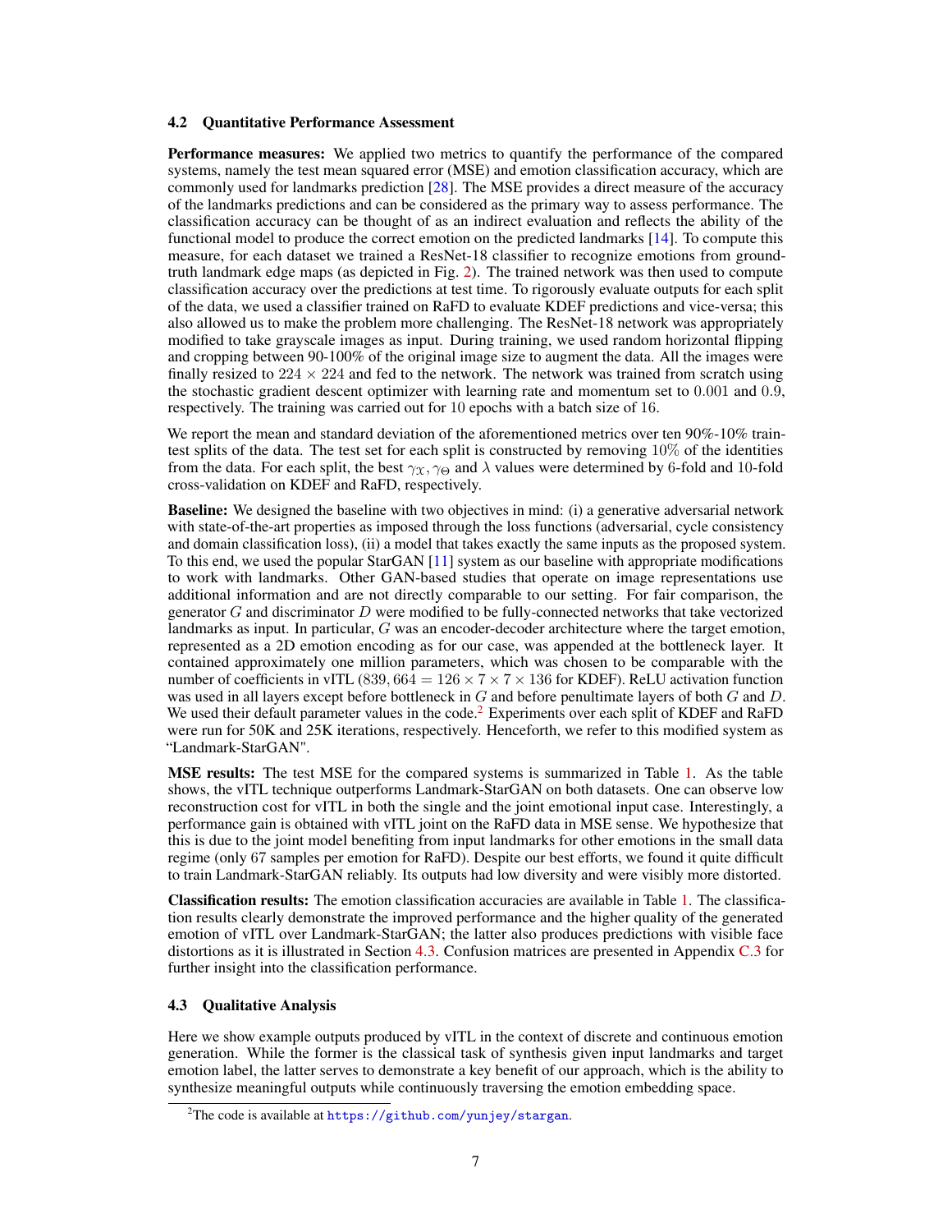### 4.2 Quantitative Performance Assessment

**Performance measures:** We applied two metrics to quantify the performance of the compared systems, namely the test mean squared error (MSE) and emotion classification accuracy, which are commonly used for landmarks prediction [28]. The MSE provides a direct measure of the accuracy of the landmarks predictions and can be considered as the primary way to assess performance. The classification accuracy can be thought of as an indirect evaluation and reflects the ability of the functional model to produce the correct emotion on the predicted landmarks [14]. To compute this measure, for each dataset we trained a ResNet-18 classifier to recognize emotions from ground-truth landmark edge maps (as depicted in Fig. 2). The trained network was then used to compute classification accuracy over the predictions at test time. To rigorously evaluate outputs for each split of the data, we used a classifier trained on RaFD to evaluate KDEF predictions and vice-versa; this also allowed us to make the problem more challenging. The ResNet-18 network was appropriately modified to take grayscale images as input. During training, we used random horizontal flipping and cropping between 90-100% of the original image size to augment the data. All the images were finally resized to $224 \times 224$ and fed to the network. The network was trained from scratch using the stochastic gradient descent optimizer with learning rate and momentum set to $0.001$ and $0.9$, respectively. The training was carried out for 10 epochs with a batch size of 16.

We report the mean and standard deviation of the aforementioned metrics over ten 90%-10% train-test splits of the data. The test set for each split is constructed by removing $10\%$ of the identities from the data. For each split, the best $\gamma_{\mathfrak{X}}, \gamma_{\Theta}$ and $\lambda$ values were determined by 6-fold and 10-fold cross-validation on KDEF and RaFD, respectively.

**Baseline:** We designed the baseline with two objectives in mind: (i) a generative adversarial network with state-of-the-art properties as imposed through the loss functions (adversarial, cycle consistency and domain classification loss), (ii) a model that takes exactly the same inputs as the proposed system. To this end, we used the popular StarGAN [11] system as our baseline with appropriate modifications to work with landmarks. Other GAN-based studies that operate on image representations use additional information and are not directly comparable to our setting. For fair comparison, the generator $G$ and discriminator $D$ were modified to be fully-connected networks that take vectorized landmarks as input. In particular, $G$ was an encoder-decoder architecture where the target emotion, represented as a 2D emotion encoding as for our case, was appended at the bottleneck layer. It contained approximately one million parameters, which was chosen to be comparable with the number of coefficients in vITL ($839,664 = 126 \times 7 \times 7 \times 136$ for KDEF). ReLU activation function was used in all layers except before bottleneck in $G$ and before penultimate layers of both $G$ and $D$. We used their default parameter values in the code.[2] Experiments over each split of KDEF and RaFD were run for 50K and 25K iterations, respectively. Henceforth, we refer to this modified system as "Landmark-StarGAN".

**MSE results:** The test MSE for the compared systems is summarized in Table 1. As the table shows, the vITL technique outperforms Landmark-StarGAN on both datasets. One can observe low reconstruction cost for vITL in both the single and the joint emotional input case. Interestingly, a performance gain is obtained with vITL joint on the RaFD data in MSE sense. We hypothesize that this is due to the joint model benefiting from input landmarks for other emotions in the small data regime (only 67 samples per emotion for RaFD). Despite our best efforts, we found it quite difficult to train Landmark-StarGAN reliably. Its outputs had low diversity and were visibly more distorted.

**Classification results:** The emotion classification accuracies are available in Table 1. The classification results clearly demonstrate the improved performance and the higher quality of the generated emotion of vITL over Landmark-StarGAN; the latter also produces predictions with visible face distortions as it is illustrated in Section 4.3. Confusion matrices are presented in Appendix C.3 for further insight into the classification performance.

### 4.3 Qualitative Analysis

Here we show example outputs produced by vITL in the context of discrete and continuous emotion generation. While the former is the classical task of synthesis given input landmarks and target emotion label, the latter serves to demonstrate a key benefit of our approach, which is the ability to synthesize meaningful outputs while continuously traversing the emotion embedding space.

[2] The code is available at https://github.com/yunjey/stargan.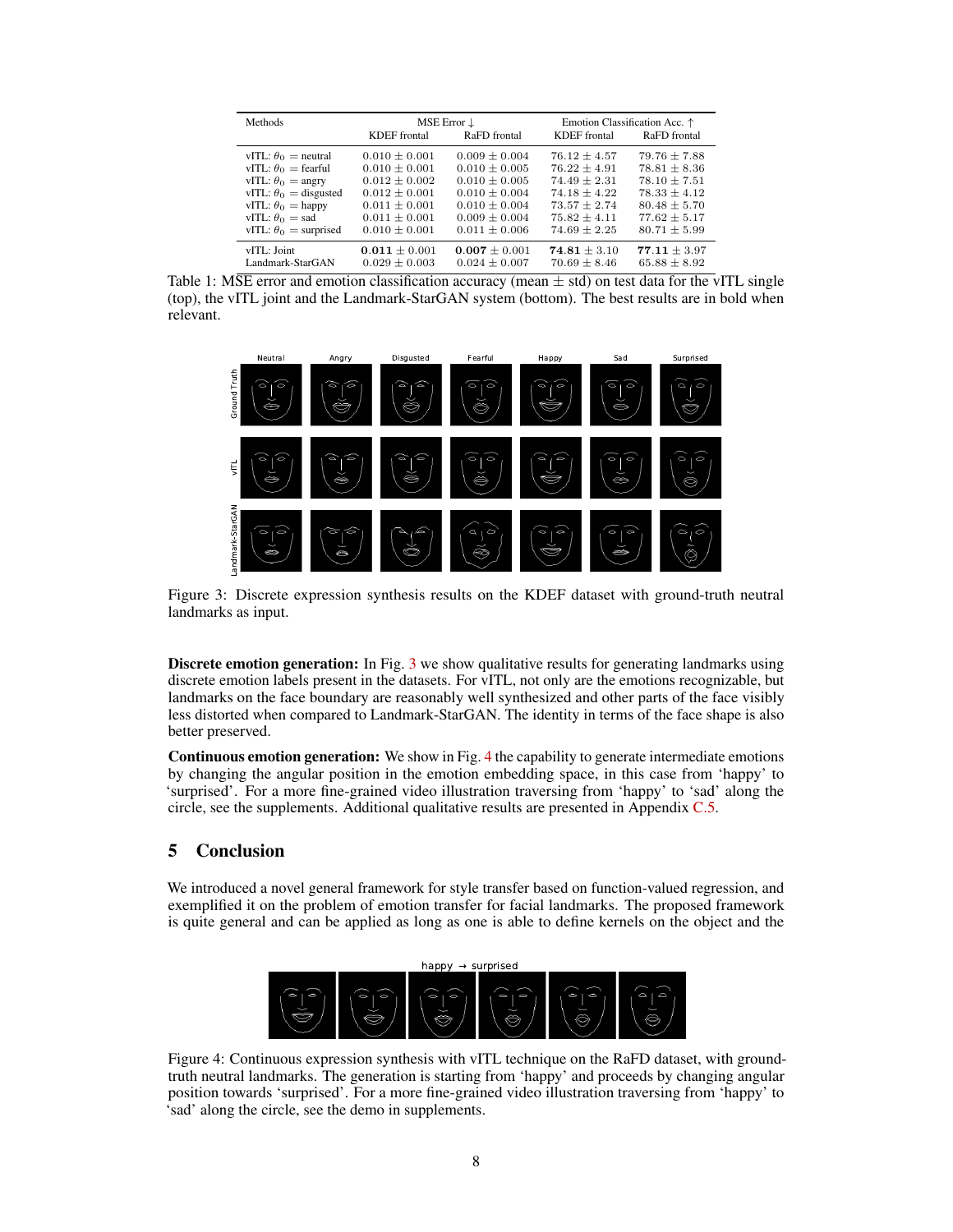| Methods | MSE Error ↓ | | Emotion Classification Acc. ↑ | |
|---|---|---|---|---|
| | KDEF frontal | RaFD frontal | KDEF frontal | RaFD frontal |
| vITL: $\theta_0$ = neutral | $0.010 \pm 0.001$ | $0.009 \pm 0.004$ | $76.12 \pm 4.57$ | $79.76 \pm 7.88$ |
| vITL: $\theta_0$ = fearful | $0.010 \pm 0.001$ | $0.010 \pm 0.005$ | $76.22 \pm 4.91$ | $78.81 \pm 8.36$ |
| vITL: $\theta_0$ = angry | $0.012 \pm 0.002$ | $0.010 \pm 0.005$ | $74.49 \pm 2.31$ | $78.10 \pm 7.51$ |
| vITL: $\theta_0$ = disgusted | $0.012 \pm 0.001$ | $0.010 \pm 0.004$ | $74.18 \pm 4.22$ | $78.33 \pm 4.12$ |
| vITL: $\theta_0$ = happy | $0.011 \pm 0.001$ | $0.010 \pm 0.004$ | $73.57 \pm 2.74$ | $80.48 \pm 5.70$ |
| vITL: $\theta_0$ = sad | $0.011 \pm 0.001$ | $0.009 \pm 0.004$ | $75.82 \pm 4.11$ | $77.62 \pm 5.17$ |
| vITL: $\theta_0$ = surprised | $0.010 \pm 0.001$ | $0.011 \pm 0.006$ | $74.69 \pm 2.25$ | $80.71 \pm 5.99$ |
| vITL: Joint | $\mathbf{0.011} \pm 0.001$ | $\mathbf{0.007} \pm 0.001$ | $\mathbf{74.81} \pm 3.10$ | $\mathbf{77.11} \pm 3.97$ |
| Landmark-StarGAN | $0.029 \pm 0.003$ | $0.024 \pm 0.007$ | $70.69 \pm 8.46$ | $65.88 \pm 8.92$ |

Table 1: MSE error and emotion classification accuracy (mean $\pm$ std) on test data for the vITL single (top), the vITL joint and the Landmark-StarGAN system (bottom). The best results are in bold when relevant.

Figure 3: Discrete expression synthesis results on the KDEF dataset with ground-truth neutral landmarks as input.

**Discrete emotion generation:** In Fig. 3 we show qualitative results for generating landmarks using discrete emotion labels present in the datasets. For vITL, not only are the emotions recognizable, but landmarks on the face boundary are reasonably well synthesized and other parts of the face visibly less distorted when compared to Landmark-StarGAN. The identity in terms of the face shape is also better preserved.

**Continuous emotion generation:** We show in Fig. 4 the capability to generate intermediate emotions by changing the angular position in the emotion embedding space, in this case from 'happy' to 'surprised'. For a more fine-grained video illustration traversing from 'happy' to 'sad' along the circle, see the supplements. Additional qualitative results are presented in Appendix C.5.

## 5 Conclusion

We introduced a novel general framework for style transfer based on function-valued regression, and exemplified it on the problem of emotion transfer for facial landmarks. The proposed framework is quite general and can be applied as long as one is able to define kernels on the object and the

Figure 4: Continuous expression synthesis with vITL technique on the RaFD dataset, with ground-truth neutral landmarks. The generation is starting from 'happy' and proceeds by changing angular position towards 'surprised'. For a more fine-grained video illustration traversing from 'happy' to 'sad' along the circle, see the demo in supplements.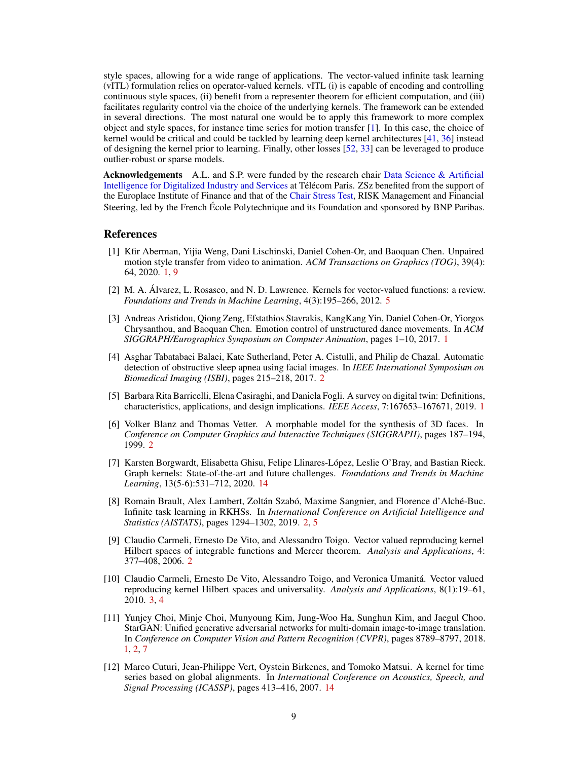style spaces, allowing for a wide range of applications. The vector-valued infinite task learning (vITL) formulation relies on operator-valued kernels. vITL (i) is capable of encoding and controlling continuous style spaces, (ii) benefit from a representer theorem for efficient computation, and (iii) facilitates regularity control via the choice of the underlying kernels. The framework can be extended in several directions. The most natural one would be to apply this framework to more complex object and style spaces, for instance time series for motion transfer [1]. In this case, the choice of kernel would be critical and could be tackled by learning deep kernel architectures [41, 36] instead of designing the kernel prior to learning. Finally, other losses [52, 33] can be leveraged to produce outlier-robust or sparse models.

**Acknowledgements** A.L. and S.P. were funded by the research chair Data Science & Artificial Intelligence for Digitalized Industry and Services at Télécom Paris. ZSz benefited from the support of the Europlace Institute of Finance and that of the Chair Stress Test, RISK Management and Financial Steering, led by the French École Polytechnique and its Foundation and sponsored by BNP Paribas.

## References

[1] Kfir Aberman, Yijia Weng, Dani Lischinski, Daniel Cohen-Or, and Baoquan Chen. Unpaired motion style transfer from video to animation. *ACM Transactions on Graphics (TOG)*, 39(4): 64, 2020. 1, 9

[2] M. A. Álvarez, L. Rosasco, and N. D. Lawrence. Kernels for vector-valued functions: a review. *Foundations and Trends in Machine Learning*, 4(3):195–266, 2012. 5

[3] Andreas Aristidou, Qiong Zeng, Efstathios Stavrakis, KangKang Yin, Daniel Cohen-Or, Yiorgos Chrysanthou, and Baoquan Chen. Emotion control of unstructured dance movements. In *ACM SIGGRAPH/Eurographics Symposium on Computer Animation*, pages 1–10, 2017. 1

[4] Asghar Tabatabaei Balaei, Kate Sutherland, Peter A. Cistulli, and Philip de Chazal. Automatic detection of obstructive sleep apnea using facial images. In *IEEE International Symposium on Biomedical Imaging (ISBI)*, pages 215–218, 2017. 2

[5] Barbara Rita Barricelli, Elena Casiraghi, and Daniela Fogli. A survey on digital twin: Definitions, characteristics, applications, and design implications. *IEEE Access*, 7:167653–167671, 2019. 1

[6] Volker Blanz and Thomas Vetter. A morphable model for the synthesis of 3D faces. In *Conference on Computer Graphics and Interactive Techniques (SIGGRAPH)*, pages 187–194, 1999. 2

[7] Karsten Borgwardt, Elisabetta Ghisu, Felipe Llinares-López, Leslie O'Bray, and Bastian Rieck. Graph kernels: State-of-the-art and future challenges. *Foundations and Trends in Machine Learning*, 13(5-6):531–712, 2020. 14

[8] Romain Brault, Alex Lambert, Zoltán Szabó, Maxime Sangnier, and Florence d'Alché-Buc. Infinite task learning in RKHSs. In *International Conference on Artificial Intelligence and Statistics (AISTATS)*, pages 1294–1302, 2019. 2, 5

[9] Claudio Carmeli, Ernesto De Vito, and Alessandro Toigo. Vector valued reproducing kernel Hilbert spaces of integrable functions and Mercer theorem. *Analysis and Applications*, 4: 377–408, 2006. 2

[10] Claudio Carmeli, Ernesto De Vito, Alessandro Toigo, and Veronica Umanitá. Vector valued reproducing kernel Hilbert spaces and universality. *Analysis and Applications*, 8(1):19–61, 2010. 3, 4

[11] Yunjey Choi, Minje Choi, Munyoung Kim, Jung-Woo Ha, Sunghun Kim, and Jaegul Choo. StarGAN: Unified generative adversarial networks for multi-domain image-to-image translation. In *Conference on Computer Vision and Pattern Recognition (CVPR)*, pages 8789–8797, 2018. 1, 2, 7

[12] Marco Cuturi, Jean-Philippe Vert, Oystein Birkenes, and Tomoko Matsui. A kernel for time series based on global alignments. In *International Conference on Acoustics, Speech, and Signal Processing (ICASSP)*, pages 413–416, 2007. 14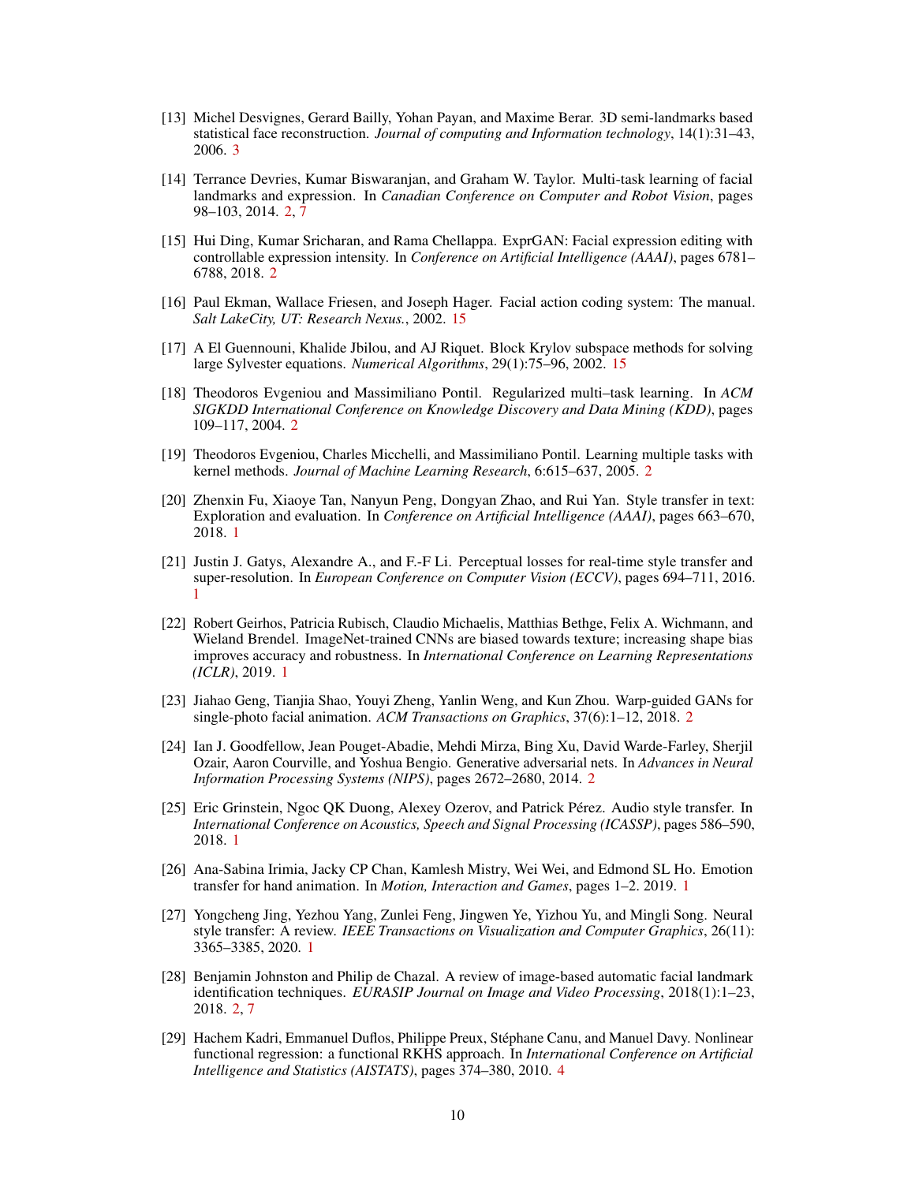[13] Michel Desvignes, Gerard Bailly, Yohan Payan, and Maxime Berar. 3D semi-landmarks based statistical face reconstruction. *Journal of computing and Information technology*, 14(1):31–43, 2006. 3

[14] Terrance Devries, Kumar Biswaranjan, and Graham W. Taylor. Multi-task learning of facial landmarks and expression. In *Canadian Conference on Computer and Robot Vision*, pages 98–103, 2014. 2, 7

[15] Hui Ding, Kumar Sricharan, and Rama Chellappa. ExprGAN: Facial expression editing with controllable expression intensity. In *Conference on Artificial Intelligence (AAAI)*, pages 6781–6788, 2018. 2

[16] Paul Ekman, Wallace Friesen, and Joseph Hager. Facial action coding system: The manual. *Salt LakeCity, UT: Research Nexus.*, 2002. 15

[17] A El Guennouni, Khalide Jbilou, and AJ Riquet. Block Krylov subspace methods for solving large Sylvester equations. *Numerical Algorithms*, 29(1):75–96, 2002. 15

[18] Theodoros Evgeniou and Massimiliano Pontil. Regularized multi–task learning. In *ACM SIGKDD International Conference on Knowledge Discovery and Data Mining (KDD)*, pages 109–117, 2004. 2

[19] Theodoros Evgeniou, Charles Micchelli, and Massimiliano Pontil. Learning multiple tasks with kernel methods. *Journal of Machine Learning Research*, 6:615–637, 2005. 2

[20] Zhenxin Fu, Xiaoye Tan, Nanyun Peng, Dongyan Zhao, and Rui Yan. Style transfer in text: Exploration and evaluation. In *Conference on Artificial Intelligence (AAAI)*, pages 663–670, 2018. 1

[21] Justin J. Gatys, Alexandre A., and F.-F Li. Perceptual losses for real-time style transfer and super-resolution. In *European Conference on Computer Vision (ECCV)*, pages 694–711, 2016. 1

[22] Robert Geirhos, Patricia Rubisch, Claudio Michaelis, Matthias Bethge, Felix A. Wichmann, and Wieland Brendel. ImageNet-trained CNNs are biased towards texture; increasing shape bias improves accuracy and robustness. In *International Conference on Learning Representations (ICLR)*, 2019. 1

[23] Jiahao Geng, Tianjia Shao, Youyi Zheng, Yanlin Weng, and Kun Zhou. Warp-guided GANs for single-photo facial animation. *ACM Transactions on Graphics*, 37(6):1–12, 2018. 2

[24] Ian J. Goodfellow, Jean Pouget-Abadie, Mehdi Mirza, Bing Xu, David Warde-Farley, Sherjil Ozair, Aaron Courville, and Yoshua Bengio. Generative adversarial nets. In *Advances in Neural Information Processing Systems (NIPS)*, pages 2672–2680, 2014. 2

[25] Eric Grinstein, Ngoc QK Duong, Alexey Ozerov, and Patrick Pérez. Audio style transfer. In *International Conference on Acoustics, Speech and Signal Processing (ICASSP)*, pages 586–590, 2018. 1

[26] Ana-Sabina Irimia, Jacky CP Chan, Kamlesh Mistry, Wei Wei, and Edmond SL Ho. Emotion transfer for hand animation. In *Motion, Interaction and Games*, pages 1–2. 2019. 1

[27] Yongcheng Jing, Yezhou Yang, Zunlei Feng, Jingwen Ye, Yizhou Yu, and Mingli Song. Neural style transfer: A review. *IEEE Transactions on Visualization and Computer Graphics*, 26(11): 3365–3385, 2020. 1

[28] Benjamin Johnston and Philip de Chazal. A review of image-based automatic facial landmark identification techniques. *EURASIP Journal on Image and Video Processing*, 2018(1):1–23, 2018. 2, 7

[29] Hachem Kadri, Emmanuel Duflos, Philippe Preux, Stéphane Canu, and Manuel Davy. Nonlinear functional regression: a functional RKHS approach. In *International Conference on Artificial Intelligence and Statistics (AISTATS)*, pages 374–380, 2010. 4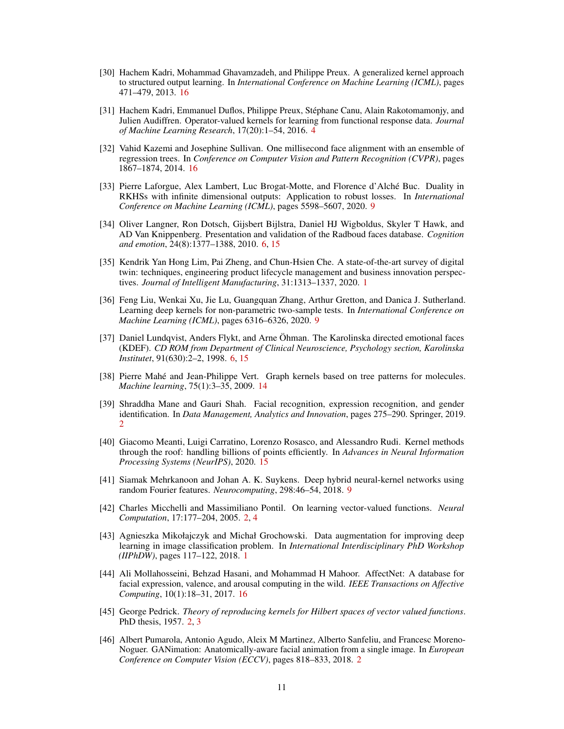[30] Hachem Kadri, Mohammad Ghavamzadeh, and Philippe Preux. A generalized kernel approach to structured output learning. In *International Conference on Machine Learning (ICML)*, pages 471–479, 2013. 16

[31] Hachem Kadri, Emmanuel Duflos, Philippe Preux, Stéphane Canu, Alain Rakotomamonjy, and Julien Audiffren. Operator-valued kernels for learning from functional response data. *Journal of Machine Learning Research*, 17(20):1–54, 2016. 4

[32] Vahid Kazemi and Josephine Sullivan. One millisecond face alignment with an ensemble of regression trees. In *Conference on Computer Vision and Pattern Recognition (CVPR)*, pages 1867–1874, 2014. 16

[33] Pierre Laforgue, Alex Lambert, Luc Brogat-Motte, and Florence d'Alché Buc. Duality in RKHSs with infinite dimensional outputs: Application to robust losses. In *International Conference on Machine Learning (ICML)*, pages 5598–5607, 2020. 9

[34] Oliver Langner, Ron Dotsch, Gijsbert Bijlstra, Daniel HJ Wigboldus, Skyler T Hawk, and AD Van Knippenberg. Presentation and validation of the Radboud faces database. *Cognition and emotion*, 24(8):1377–1388, 2010. 6, 15

[35] Kendrik Yan Hong Lim, Pai Zheng, and Chun-Hsien Che. A state-of-the-art survey of digital twin: techniques, engineering product lifecycle management and business innovation perspectives. *Journal of Intelligent Manufacturing*, 31:1313–1337, 2020. 1

[36] Feng Liu, Wenkai Xu, Jie Lu, Guangquan Zhang, Arthur Gretton, and Danica J. Sutherland. Learning deep kernels for non-parametric two-sample tests. In *International Conference on Machine Learning (ICML)*, pages 6316–6326, 2020. 9

[37] Daniel Lundqvist, Anders Flykt, and Arne Öhman. The Karolinska directed emotional faces (KDEF). *CD ROM from Department of Clinical Neuroscience, Psychology section, Karolinska Institutet*, 91(630):2–2, 1998. 6, 15

[38] Pierre Mahé and Jean-Philippe Vert. Graph kernels based on tree patterns for molecules. *Machine learning*, 75(1):3–35, 2009. 14

[39] Shraddha Mane and Gauri Shah. Facial recognition, expression recognition, and gender identification. In *Data Management, Analytics and Innovation*, pages 275–290. Springer, 2019. 2

[40] Giacomo Meanti, Luigi Carratino, Lorenzo Rosasco, and Alessandro Rudi. Kernel methods through the roof: handling billions of points efficiently. In *Advances in Neural Information Processing Systems (NeurIPS)*, 2020. 15

[41] Siamak Mehrkanoon and Johan A. K. Suykens. Deep hybrid neural-kernel networks using random Fourier features. *Neurocomputing*, 298:46–54, 2018. 9

[42] Charles Micchelli and Massimiliano Pontil. On learning vector-valued functions. *Neural Computation*, 17:177–204, 2005. 2, 4

[43] Agnieszka Mikołajczyk and Michał Grochowski. Data augmentation for improving deep learning in image classification problem. In *International Interdisciplinary PhD Workshop (IIPhDW)*, pages 117–122, 2018. 1

[44] Ali Mollahosseini, Behzad Hasani, and Mohammad H Mahoor. AffectNet: A database for facial expression, valence, and arousal computing in the wild. *IEEE Transactions on Affective Computing*, 10(1):18–31, 2017. 16

[45] George Pedrick. *Theory of reproducing kernels for Hilbert spaces of vector valued functions*. PhD thesis, 1957. 2, 3

[46] Albert Pumarola, Antonio Agudo, Aleix M Martinez, Alberto Sanfeliu, and Francesc Moreno-Noguer. GANimation: Anatomically-aware facial animation from a single image. In *European Conference on Computer Vision (ECCV)*, pages 818–833, 2018. 2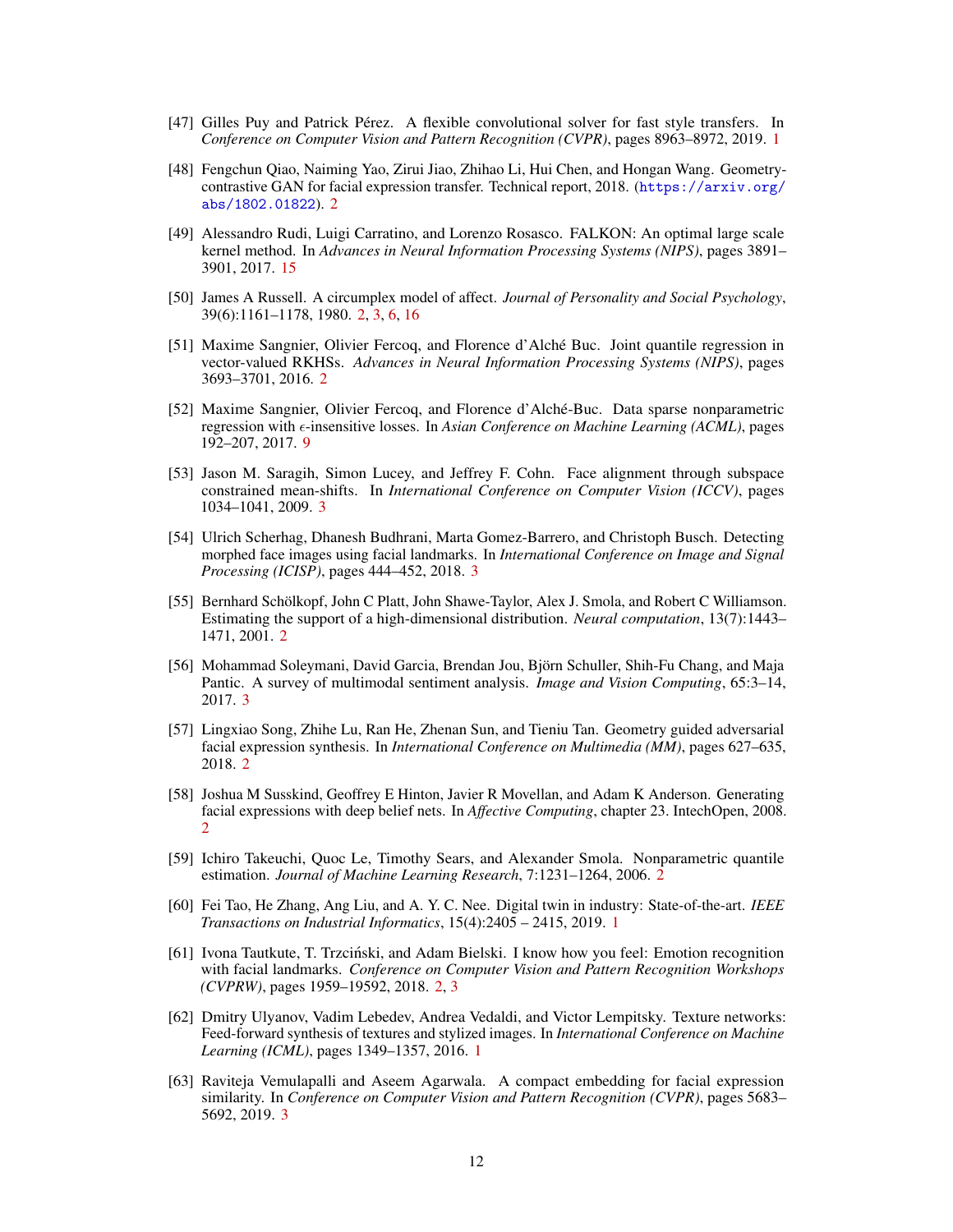[47] Gilles Puy and Patrick Pérez. A flexible convolutional solver for fast style transfers. In *Conference on Computer Vision and Pattern Recognition (CVPR)*, pages 8963–8972, 2019. 1

[48] Fengchun Qiao, Naiming Yao, Zirui Jiao, Zhihao Li, Hui Chen, and Hongan Wang. Geometry-contrastive GAN for facial expression transfer. Technical report, 2018. (https://arxiv.org/abs/1802.01822). 2

[49] Alessandro Rudi, Luigi Carratino, and Lorenzo Rosasco. FALKON: An optimal large scale kernel method. In *Advances in Neural Information Processing Systems (NIPS)*, pages 3891–3901, 2017. 15

[50] James A Russell. A circumplex model of affect. *Journal of Personality and Social Psychology*, 39(6):1161–1178, 1980. 2, 3, 6, 16

[51] Maxime Sangnier, Olivier Fercoq, and Florence d'Alché Buc. Joint quantile regression in vector-valued RKHSs. *Advances in Neural Information Processing Systems (NIPS)*, pages 3693–3701, 2016. 2

[52] Maxime Sangnier, Olivier Fercoq, and Florence d'Alché-Buc. Data sparse nonparametric regression with $\epsilon$-insensitive losses. In *Asian Conference on Machine Learning (ACML)*, pages 192–207, 2017. 9

[53] Jason M. Saragih, Simon Lucey, and Jeffrey F. Cohn. Face alignment through subspace constrained mean-shifts. In *International Conference on Computer Vision (ICCV)*, pages 1034–1041, 2009. 3

[54] Ulrich Scherhag, Dhanesh Budhrani, Marta Gomez-Barrero, and Christoph Busch. Detecting morphed face images using facial landmarks. In *International Conference on Image and Signal Processing (ICISP)*, pages 444–452, 2018. 3

[55] Bernhard Schölkopf, John C Platt, John Shawe-Taylor, Alex J. Smola, and Robert C Williamson. Estimating the support of a high-dimensional distribution. *Neural computation*, 13(7):1443–1471, 2001. 2

[56] Mohammad Soleymani, David Garcia, Brendan Jou, Björn Schuller, Shih-Fu Chang, and Maja Pantic. A survey of multimodal sentiment analysis. *Image and Vision Computing*, 65:3–14, 2017. 3

[57] Lingxiao Song, Zhihe Lu, Ran He, Zhenan Sun, and Tieniu Tan. Geometry guided adversarial facial expression synthesis. In *International Conference on Multimedia (MM)*, pages 627–635, 2018. 2

[58] Joshua M Susskind, Geoffrey E Hinton, Javier R Movellan, and Adam K Anderson. Generating facial expressions with deep belief nets. In *Affective Computing*, chapter 23. IntechOpen, 2008. 2

[59] Ichiro Takeuchi, Quoc Le, Timothy Sears, and Alexander Smola. Nonparametric quantile estimation. *Journal of Machine Learning Research*, 7:1231–1264, 2006. 2

[60] Fei Tao, He Zhang, Ang Liu, and A. Y. C. Nee. Digital twin in industry: State-of-the-art. *IEEE Transactions on Industrial Informatics*, 15(4):2405 – 2415, 2019. 1

[61] Ivona Tautkute, T. Trzciński, and Adam Bielski. I know how you feel: Emotion recognition with facial landmarks. *Conference on Computer Vision and Pattern Recognition Workshops (CVPRW)*, pages 1959–19592, 2018. 2, 3

[62] Dmitry Ulyanov, Vadim Lebedev, Andrea Vedaldi, and Victor Lempitsky. Texture networks: Feed-forward synthesis of textures and stylized images. In *International Conference on Machine Learning (ICML)*, pages 1349–1357, 2016. 1

[63] Raviteja Vemulapalli and Aseem Agarwala. A compact embedding for facial expression similarity. In *Conference on Computer Vision and Pattern Recognition (CVPR)*, pages 5683–5692, 2019. 3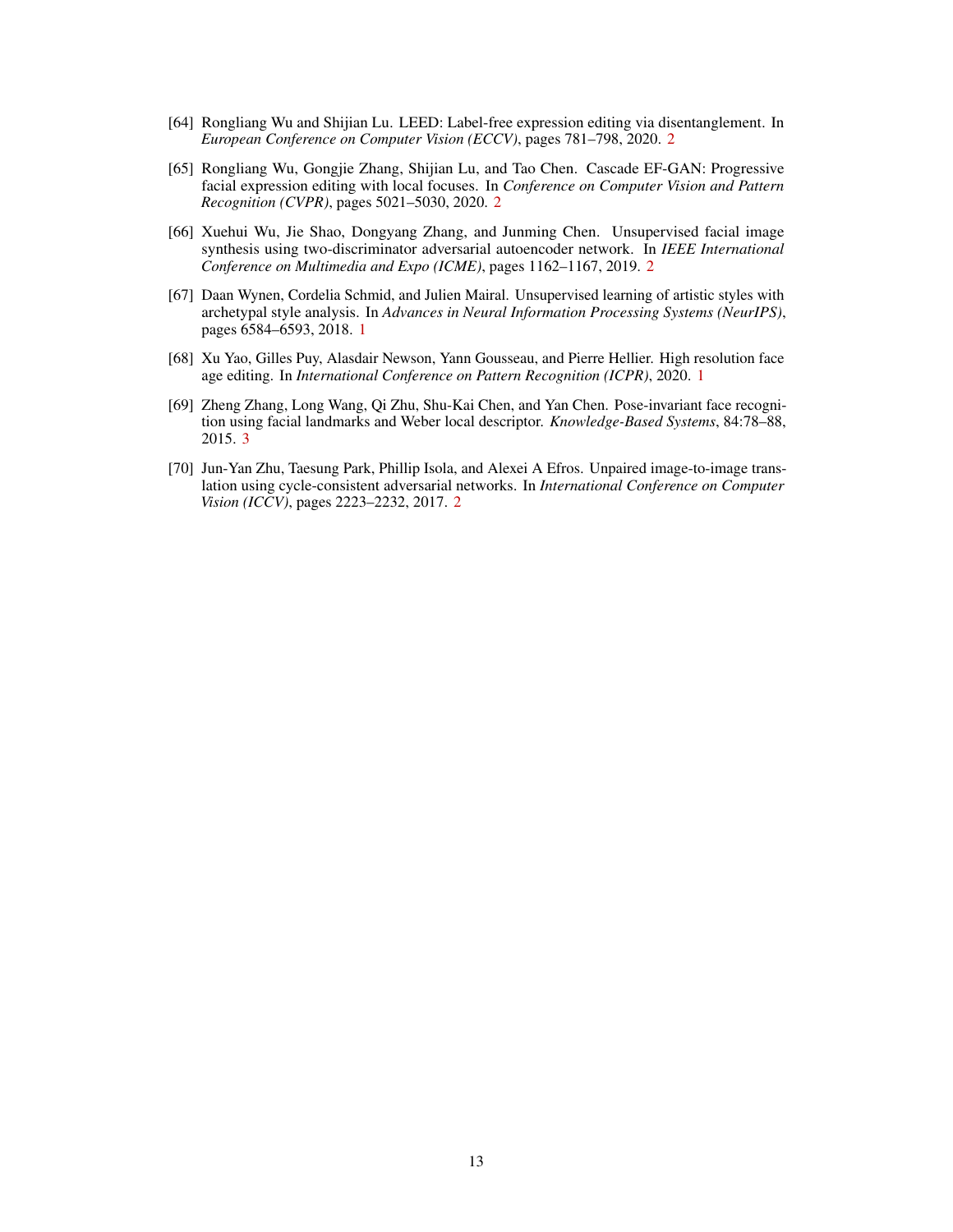[64] Rongliang Wu and Shijian Lu. LEED: Label-free expression editing via disentanglement. In *European Conference on Computer Vision (ECCV)*, pages 781–798, 2020. 2

[65] Rongliang Wu, Gongjie Zhang, Shijian Lu, and Tao Chen. Cascade EF-GAN: Progressive facial expression editing with local focuses. In *Conference on Computer Vision and Pattern Recognition (CVPR)*, pages 5021–5030, 2020. 2

[66] Xuehui Wu, Jie Shao, Dongyang Zhang, and Junming Chen. Unsupervised facial image synthesis using two-discriminator adversarial autoencoder network. In *IEEE International Conference on Multimedia and Expo (ICME)*, pages 1162–1167, 2019. 2

[67] Daan Wynen, Cordelia Schmid, and Julien Mairal. Unsupervised learning of artistic styles with archetypal style analysis. In *Advances in Neural Information Processing Systems (NeurIPS)*, pages 6584–6593, 2018. 1

[68] Xu Yao, Gilles Puy, Alasdair Newson, Yann Gousseau, and Pierre Hellier. High resolution face age editing. In *International Conference on Pattern Recognition (ICPR)*, 2020. 1

[69] Zheng Zhang, Long Wang, Qi Zhu, Shu-Kai Chen, and Yan Chen. Pose-invariant face recognition using facial landmarks and Weber local descriptor. *Knowledge-Based Systems*, 84:78–88, 2015. 3

[70] Jun-Yan Zhu, Taesung Park, Phillip Isola, and Alexei A Efros. Unpaired image-to-image translation using cycle-consistent adversarial networks. In *International Conference on Computer Vision (ICCV)*, pages 2223–2232, 2017. 2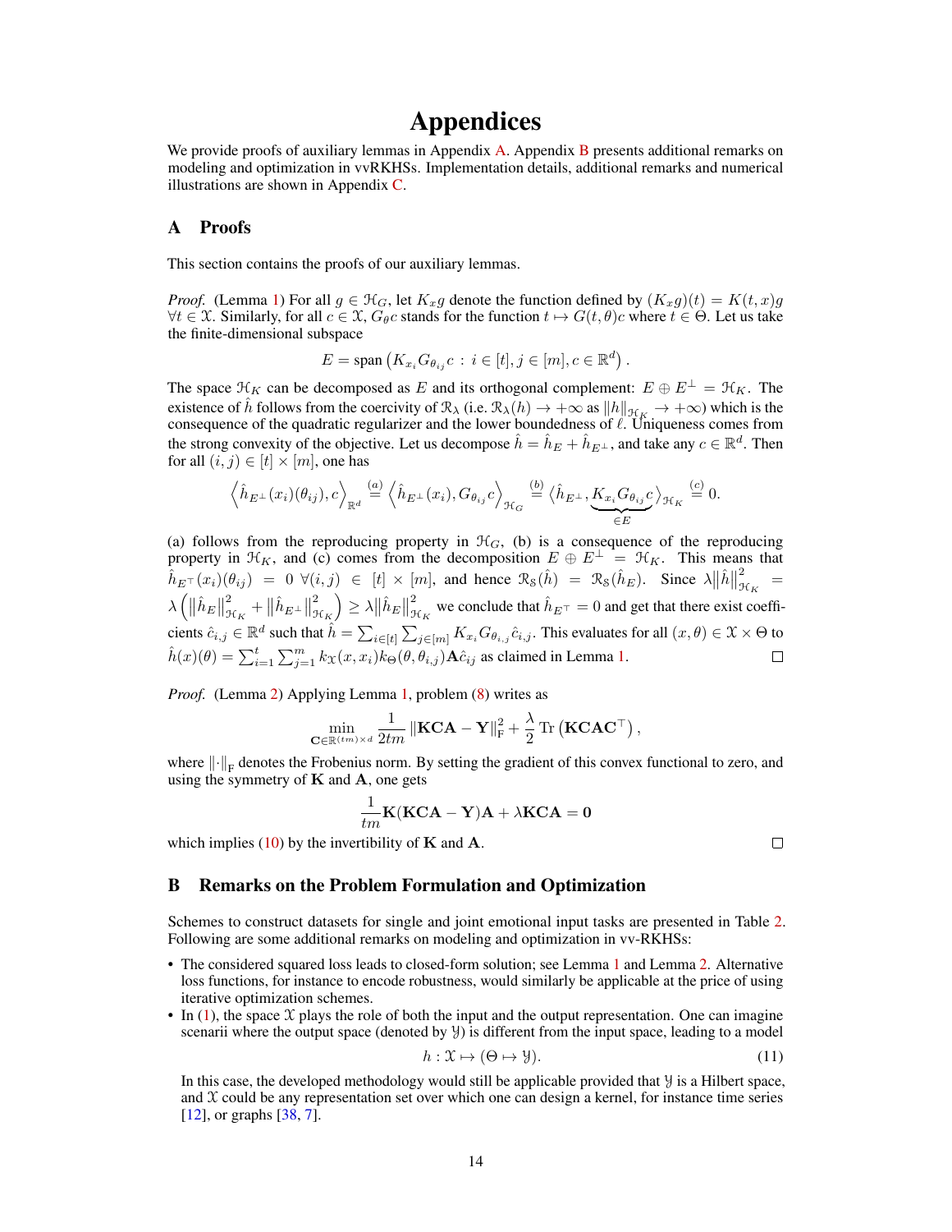# Appendices

We provide proofs of auxiliary lemmas in Appendix A. Appendix B presents additional remarks on modeling and optimization in vvRKHSs. Implementation details, additional remarks and numerical illustrations are shown in Appendix C.

## A Proofs

This section contains the proofs of our auxiliary lemmas.

*Proof.* (Lemma 1) For all $g \in \mathcal{H}_G$, let $K_x g$ denote the function defined by $(K_x g)(t) = K(t, x)g$ $\forall t \in \mathcal{X}$. Similarly, for all $c \in \mathcal{X}$, $G_\theta c$ stands for the function $t \mapsto G(t, \theta)c$ where $t \in \Theta$. Let us take the finite-dimensional subspace

$$E = \operatorname{span}\left(K_{x_i} G_{\theta_{ij}} c \,:\, i \in [t], j \in [m], c \in \mathbb{R}^d\right).$$

The space $\mathcal{H}_K$ can be decomposed as $E$ and its orthogonal complement: $E \oplus E^\perp = \mathcal{H}_K$. The existence of $\hat{h}$ follows from the coercivity of $\mathcal{R}_\lambda$ (i.e. $\mathcal{R}_\lambda(h) \to +\infty$ as $\|h\|_{\mathcal{H}_K} \to +\infty$) which is the consequence of the quadratic regularizer and the lower boundedness of $\ell$. Uniqueness comes from the strong convexity of the objective. Let us decompose $\hat{h} = \hat{h}_E + \hat{h}_{E^\perp}$, and take any $c \in \mathbb{R}^d$. Then for all $(i, j) \in [t] \times [m]$, one has

$$\left\langle \hat{h}_{E^\perp}(x_i)(\theta_{ij}), c\right\rangle_{\mathbb{R}^d} \overset{(a)}{=} \left\langle \hat{h}_{E^\perp}(x_i), G_{\theta_{ij}} c\right\rangle_{\mathcal{H}_G} \overset{(b)}{=} \langle \hat{h}_{E^\perp}, \underbrace{K_{x_i} G_{\theta_{ij}} c}_{\in E}\rangle_{\mathcal{H}_K} \overset{(c)}{=} 0.$$

(a) follows from the reproducing property in $\mathcal{H}_G$, (b) is a consequence of the reproducing property in $\mathcal{H}_K$, and (c) comes from the decomposition $E \oplus E^\perp = \mathcal{H}_K$. This means that $\hat{h}_{E^\top}(x_i)(\theta_{ij}) = 0$ $\forall (i, j) \in [t] \times [m]$, and hence $\mathcal{R}_S(\hat{h}) = \mathcal{R}_S(\hat{h}_E)$. Since $\lambda\|\hat{h}\|^2_{\mathcal{H}_K} = \lambda\left(\|\hat{h}_E\|^2_{\mathcal{H}_K} + \|\hat{h}_{E^\perp}\|^2_{\mathcal{H}_K}\right) \geq \lambda\|\hat{h}_E\|^2_{\mathcal{H}_K}$ we conclude that $\hat{h}_{E^\top} = 0$ and get that there exist coefficients $\hat{c}_{i,j} \in \mathbb{R}^d$ such that $\hat{h} = \sum_{i \in [t]} \sum_{j \in [m]} K_{x_i} G_{\theta_{i,j}} \hat{c}_{i,j}$. This evaluates for all $(x, \theta) \in \mathcal{X} \times \Theta$ to $\hat{h}(x)(\theta) = \sum_{i=1}^t \sum_{j=1}^m k_{\mathcal{X}}(x, x_i) k_\Theta(\theta, \theta_{i,j}) \mathbf{A} \hat{c}_{ij}$ as claimed in Lemma 1. □

*Proof.* (Lemma 2) Applying Lemma 1, problem (8) writes as

$$\min_{\mathbf{C} \in \mathbb{R}^{(tm) \times d}} \frac{1}{2tm} \|\mathbf{KCA} - \mathbf{Y}\|^2_{\mathrm{F}} + \frac{\lambda}{2} \operatorname{Tr}\left(\mathbf{KCAC}^\top\right),$$

where $\|\cdot\|_{\mathrm{F}}$ denotes the Frobenius norm. By setting the gradient of this convex functional to zero, and using the symmetry of $\mathbf{K}$ and $\mathbf{A}$, one gets

$$\frac{1}{tm} \mathbf{K}(\mathbf{KCA} - \mathbf{Y})\mathbf{A} + \lambda \mathbf{KCA} = \mathbf{0}$$

which implies (10) by the invertibility of $\mathbf{K}$ and $\mathbf{A}$. □

## B Remarks on the Problem Formulation and Optimization

Schemes to construct datasets for single and joint emotional input tasks are presented in Table 2. Following are some additional remarks on modeling and optimization in vv-RKHSs:

- The considered squared loss leads to closed-form solution; see Lemma 1 and Lemma 2. Alternative loss functions, for instance to encode robustness, would similarly be applicable at the price of using iterative optimization schemes.
- In (1), the space $\mathcal{X}$ plays the role of both the input and the output representation. One can imagine scenarii where the output space (denoted by $\mathcal{Y}$) is different from the input space, leading to a model

$$h : \mathcal{X} \mapsto (\Theta \mapsto \mathcal{Y}). \tag{11}$$

  In this case, the developed methodology would still be applicable provided that $\mathcal{Y}$ is a Hilbert space, and $\mathcal{X}$ could be any representation set over which one can design a kernel, for instance time series [12], or graphs [38, 7].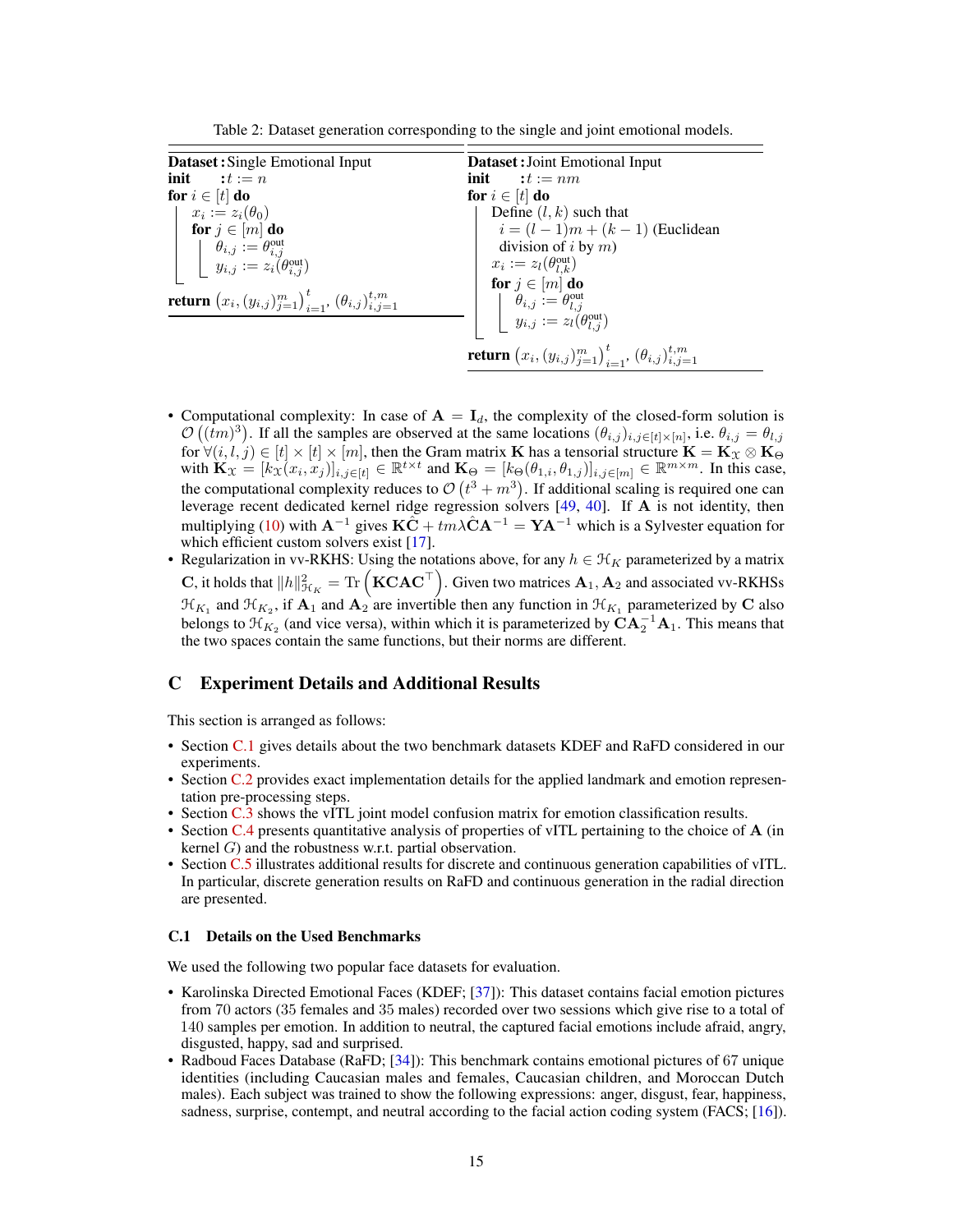Table 2: Dataset generation corresponding to the single and joint emotional models.

| **Dataset :** Single Emotional Input | **Dataset :** Joint Emotional Input |
|---|---|
| **init** : $t := n$ | **init** : $t := nm$ |
| **for** $i \in [t]$ **do** | **for** $i \in [t]$ **do** |
| $\quad x_i := z_i(\theta_0)$ | $\quad$ Define $(l, k)$ such that $i = (l-1)m + (k-1)$ (Euclidean division of $i$ by $m$) |
| $\quad$ **for** $j \in [m]$ **do** | $\quad x_i := z_l(\theta^{\text{out}}_{l,k})$ |
| $\quad\quad \theta_{i,j} := \theta^{\text{out}}_{i,j}$ | $\quad$ **for** $j \in [m]$ **do** |
| $\quad\quad y_{i,j} := z_i(\theta^{\text{out}}_{i,j})$ | $\quad\quad \theta_{i,j} := \theta^{\text{out}}_{l,j}$ |
| | $\quad\quad y_{i,j} := z_l(\theta^{\text{out}}_{l,j})$ |
| **return** $\left(x_i, (y_{i,j})_{j=1}^m\right)_{i=1}^t$, $(\theta_{i,j})_{i,j=1}^{t,m}$ | **return** $\left(x_i, (y_{i,j})_{j=1}^m\right)_{i=1}^t$, $(\theta_{i,j})_{i,j=1}^{t,m}$ |

- Computational complexity: In case of $\mathbf{A} = \mathbf{I}_d$, the complexity of the closed-form solution is $\mathcal{O}\left((tm)^3\right)$. If all the samples are observed at the same locations $(\theta_{i,j})_{i,j \in [t] \times [n]}$, i.e. $\theta_{i,j} = \theta_{l,j}$ for $\forall (i, l, j) \in [t] \times [t] \times [m]$, then the Gram matrix $\mathbf{K}$ has a tensorial structure $\mathbf{K} = \mathbf{K}_{\mathcal{X}} \otimes \mathbf{K}_{\Theta}$ with $\mathbf{K}_{\mathcal{X}} = [k_{\mathcal{X}}(x_i, x_j)]_{i,j \in [t]} \in \mathbb{R}^{t \times t}$ and $\mathbf{K}_{\Theta} = [k_{\Theta}(\theta_{1,i}, \theta_{1,j})]_{i,j \in [m]} \in \mathbb{R}^{m \times m}$. In this case, the computational complexity reduces to $\mathcal{O}\left(t^3 + m^3\right)$. If additional scaling is required one can leverage recent dedicated kernel ridge regression solvers [49, 40]. If $\mathbf{A}$ is not identity, then multiplying (10) with $\mathbf{A}^{-1}$ gives $\mathbf{K}\hat{\mathbf{C}} + tm\lambda\hat{\mathbf{C}}\mathbf{A}^{-1} = \mathbf{Y}\mathbf{A}^{-1}$ which is a Sylvester equation for which efficient custom solvers exist [17].
- Regularization in vv-RKHS: Using the notations above, for any $h \in \mathcal{H}_K$ parameterized by a matrix $\mathbf{C}$, it holds that $\|h\|^2_{\mathcal{H}_K} = \operatorname{Tr}\left(\mathbf{K}\mathbf{C}\mathbf{A}\mathbf{C}^\top\right)$. Given two matrices $\mathbf{A}_1, \mathbf{A}_2$ and associated vv-RKHSs $\mathcal{H}_{K_1}$ and $\mathcal{H}_{K_2}$, if $\mathbf{A}_1$ and $\mathbf{A}_2$ are invertible then any function in $\mathcal{H}_{K_1}$ parameterized by $\mathbf{C}$ also belongs to $\mathcal{H}_{K_2}$ (and vice versa), within which it is parameterized by $\mathbf{C}\mathbf{A}_2^{-1}\mathbf{A}_1$. This means that the two spaces contain the same functions, but their norms are different.

# C Experiment Details and Additional Results

This section is arranged as follows:

- Section C.1 gives details about the two benchmark datasets KDEF and RaFD considered in our experiments.
- Section C.2 provides exact implementation details for the applied landmark and emotion representation pre-processing steps.
- Section C.3 shows the vITL joint model confusion matrix for emotion classification results.
- Section C.4 presents quantitative analysis of properties of vITL pertaining to the choice of $\mathbf{A}$ (in kernel $G$) and the robustness w.r.t. partial observation.
- Section C.5 illustrates additional results for discrete and continuous generation capabilities of vITL. In particular, discrete generation results on RaFD and continuous generation in the radial direction are presented.

## C.1 Details on the Used Benchmarks

We used the following two popular face datasets for evaluation.

- Karolinska Directed Emotional Faces (KDEF; [37]): This dataset contains facial emotion pictures from 70 actors (35 females and 35 males) recorded over two sessions which give rise to a total of 140 samples per emotion. In addition to neutral, the captured facial emotions include afraid, angry, disgusted, happy, sad and surprised.
- Radboud Faces Database (RaFD; [34]): This benchmark contains emotional pictures of 67 unique identities (including Caucasian males and females, Caucasian children, and Moroccan Dutch males). Each subject was trained to show the following expressions: anger, disgust, fear, happiness, sadness, surprise, contempt, and neutral according to the facial action coding system (FACS; [16]).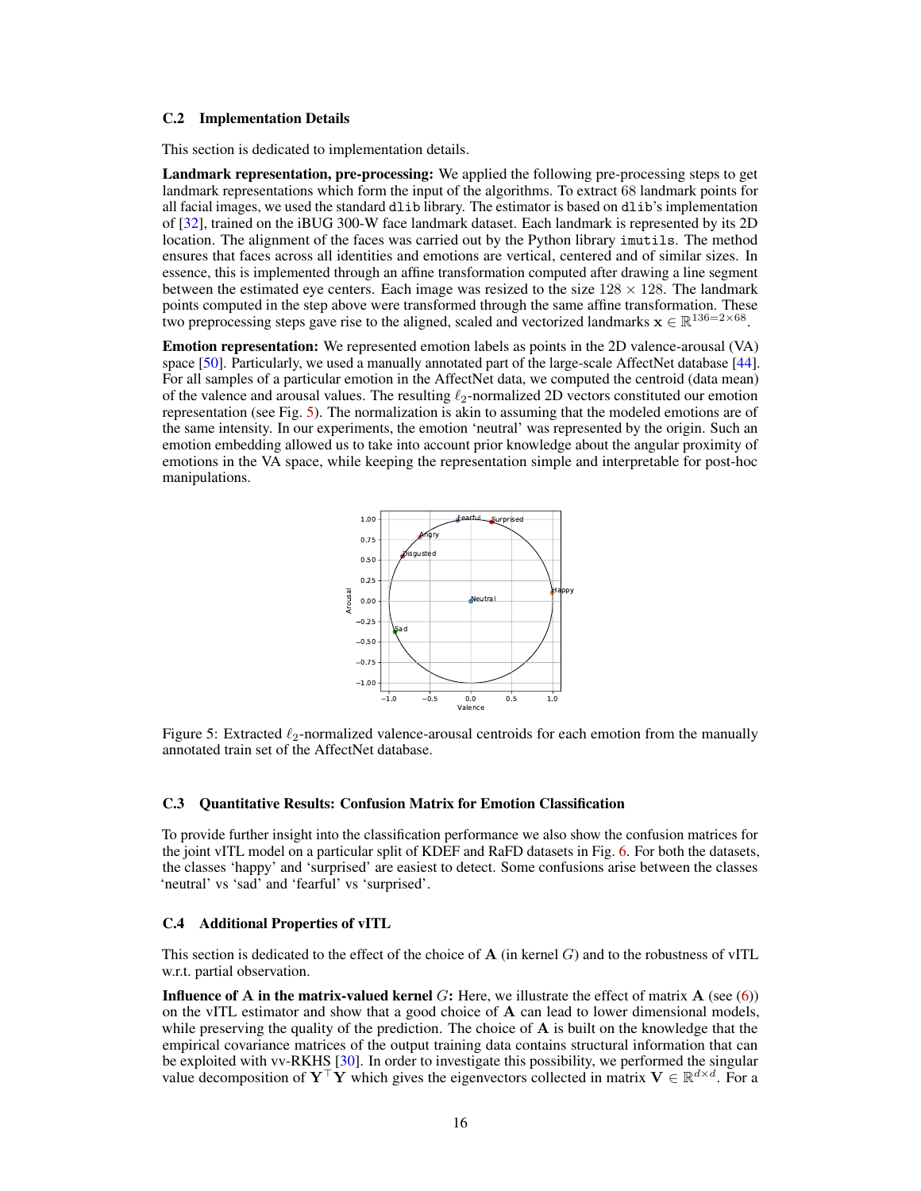### C.2 Implementation Details

This section is dedicated to implementation details.

**Landmark representation, pre-processing:** We applied the following pre-processing steps to get landmark representations which form the input of the algorithms. To extract 68 landmark points for all facial images, we used the standard `dlib` library. The estimator is based on `dlib`'s implementation of [32], trained on the iBUG 300-W face landmark dataset. Each landmark is represented by its 2D location. The alignment of the faces was carried out by the Python library `imutils`. The method ensures that faces across all identities and emotions are vertical, centered and of similar sizes. In essence, this is implemented through an affine transformation computed after drawing a line segment between the estimated eye centers. Each image was resized to the size $128 \times 128$. The landmark points computed in the step above were transformed through the same affine transformation. These two preprocessing steps gave rise to the aligned, scaled and vectorized landmarks $\mathbf{x} \in \mathbb{R}^{136=2\times 68}$.

**Emotion representation:** We represented emotion labels as points in the 2D valence-arousal (VA) space [50]. Particularly, we used a manually annotated part of the large-scale AffectNet database [44]. For all samples of a particular emotion in the AffectNet data, we computed the centroid (data mean) of the valence and arousal values. The resulting $\ell_2$-normalized 2D vectors constituted our emotion representation (see Fig. 5). The normalization is akin to assuming that the modeled emotions are of the same intensity. In our experiments, the emotion 'neutral' was represented by the origin. Such an emotion embedding allowed us to take into account prior knowledge about the angular proximity of emotions in the VA space, while keeping the representation simple and interpretable for post-hoc manipulations.

Figure 5: Extracted $\ell_2$-normalized valence-arousal centroids for each emotion from the manually annotated train set of the AffectNet database.

### C.3 Quantitative Results: Confusion Matrix for Emotion Classification

To provide further insight into the classification performance we also show the confusion matrices for the joint vITL model on a particular split of KDEF and RaFD datasets in Fig. 6. For both the datasets, the classes 'happy' and 'surprised' are easiest to detect. Some confusions arise between the classes 'neutral' vs 'sad' and 'fearful' vs 'surprised'.

### C.4 Additional Properties of vITL

This section is dedicated to the effect of the choice of $\mathbf{A}$ (in kernel $G$) and to the robustness of vITL w.r.t. partial observation.

**Influence of $\mathbf{A}$ in the matrix-valued kernel $G$:** Here, we illustrate the effect of matrix $\mathbf{A}$ (see (6)) on the vITL estimator and show that a good choice of $\mathbf{A}$ can lead to lower dimensional models, while preserving the quality of the prediction. The choice of $\mathbf{A}$ is built on the knowledge that the empirical covariance matrices of the output training data contains structural information that can be exploited with vv-RKHS [30]. In order to investigate this possibility, we performed the singular value decomposition of $\mathbf{Y}^\top \mathbf{Y}$ which gives the eigenvectors collected in matrix $\mathbf{V} \in \mathbb{R}^{d\times d}$. For a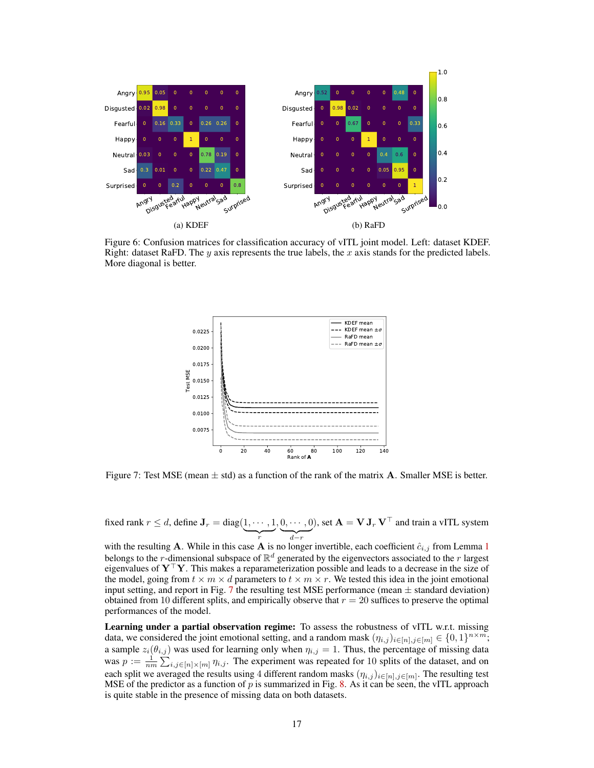Figure 6: Confusion matrices for classification accuracy of vITL joint model. Left: dataset KDEF. Right: dataset RaFD. The $y$ axis represents the true labels, the $x$ axis stands for the predicted labels. More diagonal is better.

Figure 7: Test MSE (mean $\pm$ std) as a function of the rank of the matrix $\mathbf{A}$. Smaller MSE is better.

fixed rank $r \leq d$, define $\mathbf{J}_r = \operatorname{diag}(\underbrace{1, \cdots, 1}_{r}, \underbrace{0, \cdots, 0}_{d-r})$, set $\mathbf{A} = \mathbf{V}\,\mathbf{J}_r\,\mathbf{V}^\top$ and train a vITL system with the resulting $\mathbf{A}$. While in this case $\mathbf{A}$ is no longer invertible, each coefficient $\hat{c}_{i,j}$ from Lemma 1 belongs to the $r$-dimensional subspace of $\mathbb{R}^d$ generated by the eigenvectors associated to the $r$ largest eigenvalues of $\mathbf{Y}^\top\mathbf{Y}$. This makes a reparameterization possible and leads to a decrease in the size of the model, going from $t \times m \times d$ parameters to $t \times m \times r$. We tested this idea in the joint emotional input setting, and report in Fig. 7 the resulting test MSE performance (mean $\pm$ standard deviation) obtained from 10 different splits, and empirically observe that $r = 20$ suffices to preserve the optimal performances of the model.

**Learning under a partial observation regime:** To assess the robustness of vITL w.r.t. missing data, we considered the joint emotional setting, and a random mask $(\eta_{i,j})_{i\in[n],j\in[m]} \in \{0,1\}^{n\times m}$; a sample $z_i(\theta_{i,j})$ was used for learning only when $\eta_{i,j} = 1$. Thus, the percentage of missing data was $p := \frac{1}{nm}\sum_{i,j\in[n]\times[m]} \eta_{i,j}$. The experiment was repeated for 10 splits of the dataset, and on each split we averaged the results using 4 different random masks $(\eta_{i,j})_{i\in[n],j\in[m]}$. The resulting test MSE of the predictor as a function of $p$ is summarized in Fig. 8. As it can be seen, the vITL approach is quite stable in the presence of missing data on both datasets.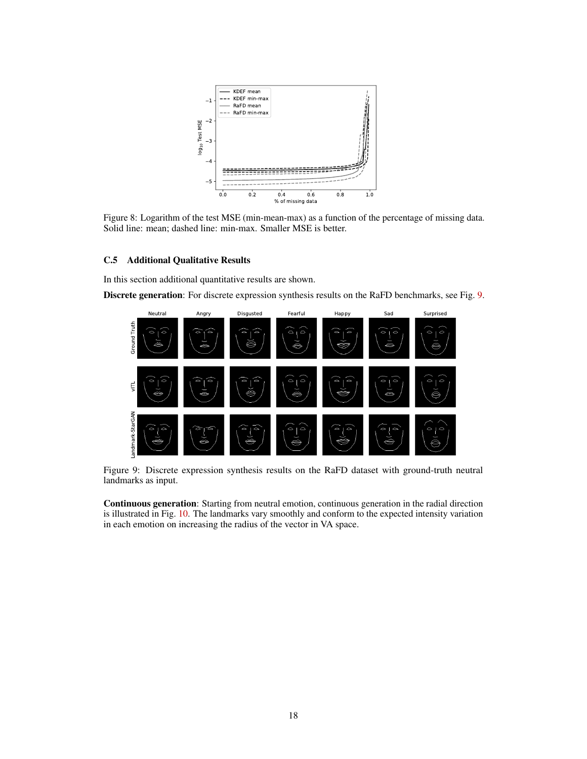Figure 8: Logarithm of the test MSE (min-mean-max) as a function of the percentage of missing data. Solid line: mean; dashed line: min-max. Smaller MSE is better.

### C.5 Additional Qualitative Results

In this section additional quantitative results are shown.

**Discrete generation**: For discrete expression synthesis results on the RaFD benchmarks, see Fig. 9.

Figure 9: Discrete expression synthesis results on the RaFD dataset with ground-truth neutral landmarks as input.

**Continuous generation**: Starting from neutral emotion, continuous generation in the radial direction is illustrated in Fig. 10. The landmarks vary smoothly and conform to the expected intensity variation in each emotion on increasing the radius of the vector in VA space.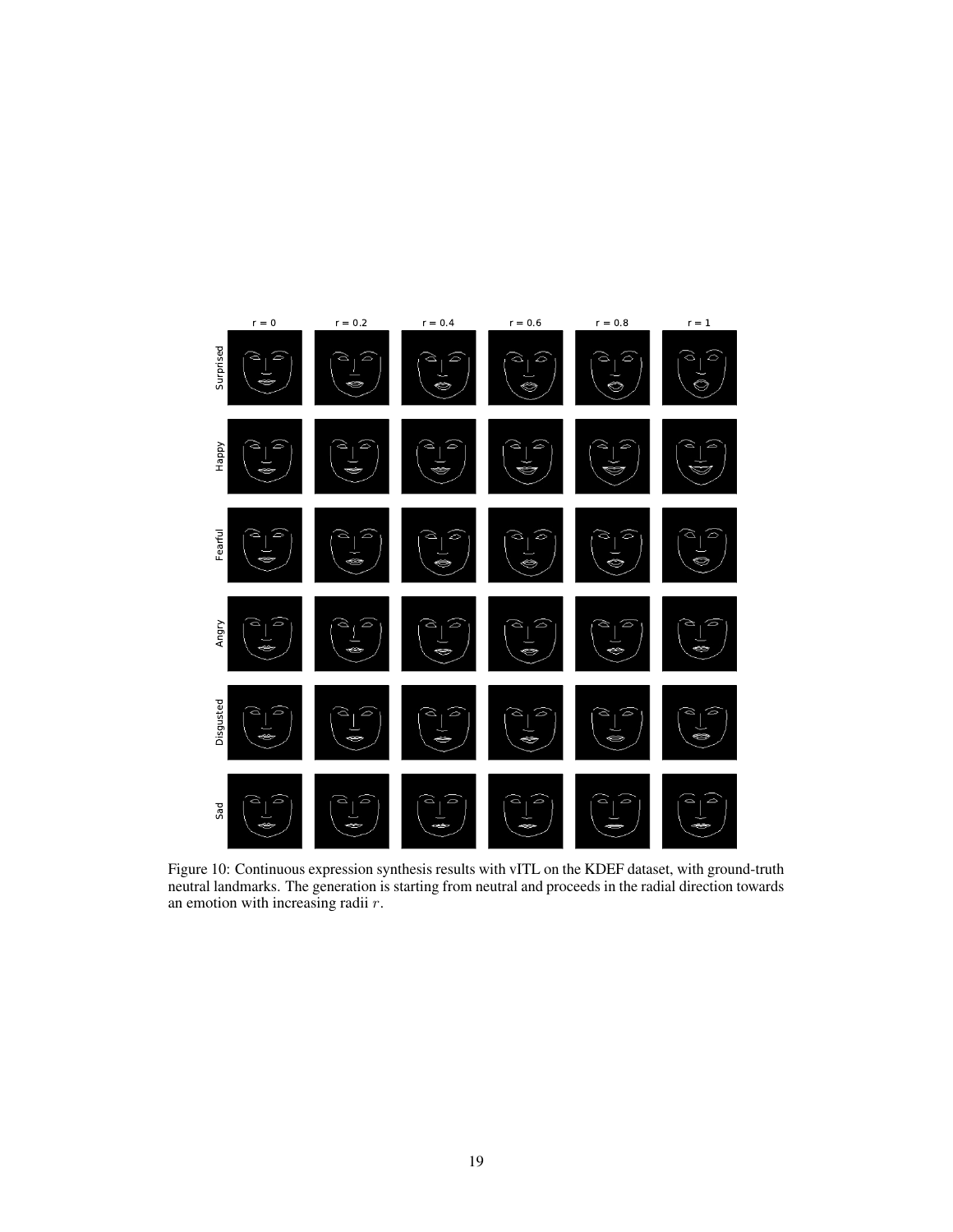r = 0
r = 0.2
r = 0.4
r = 0.6
r = 0.8
r = 1

Surprised
Happy
Fearful
Angry
Disgusted
Sad

Figure 10: Continuous expression synthesis results with vITL on the KDEF dataset, with ground-truth neutral landmarks. The generation is starting from neutral and proceeds in the radial direction towards an emotion with increasing radii $r$.